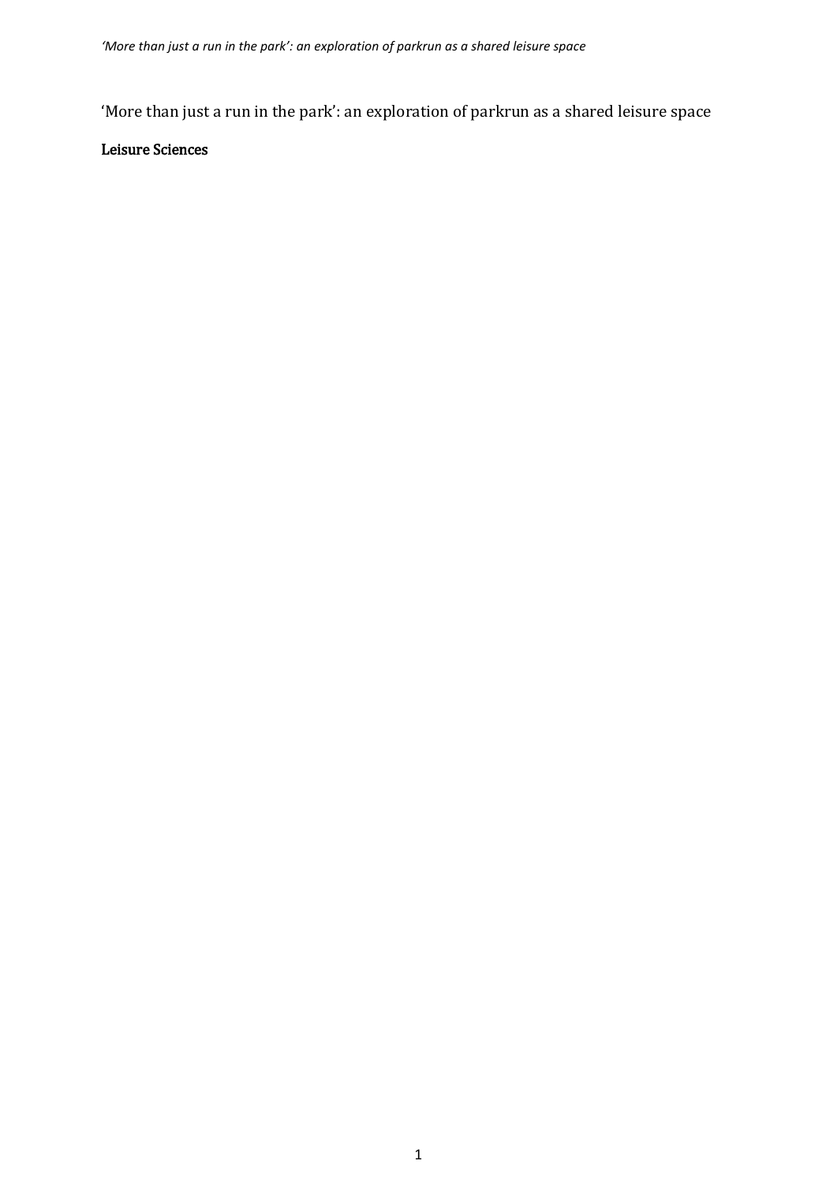# ‘More than just a run in the park’: an exploration of parkrun as a shared leisure space

**Leisure Sciences**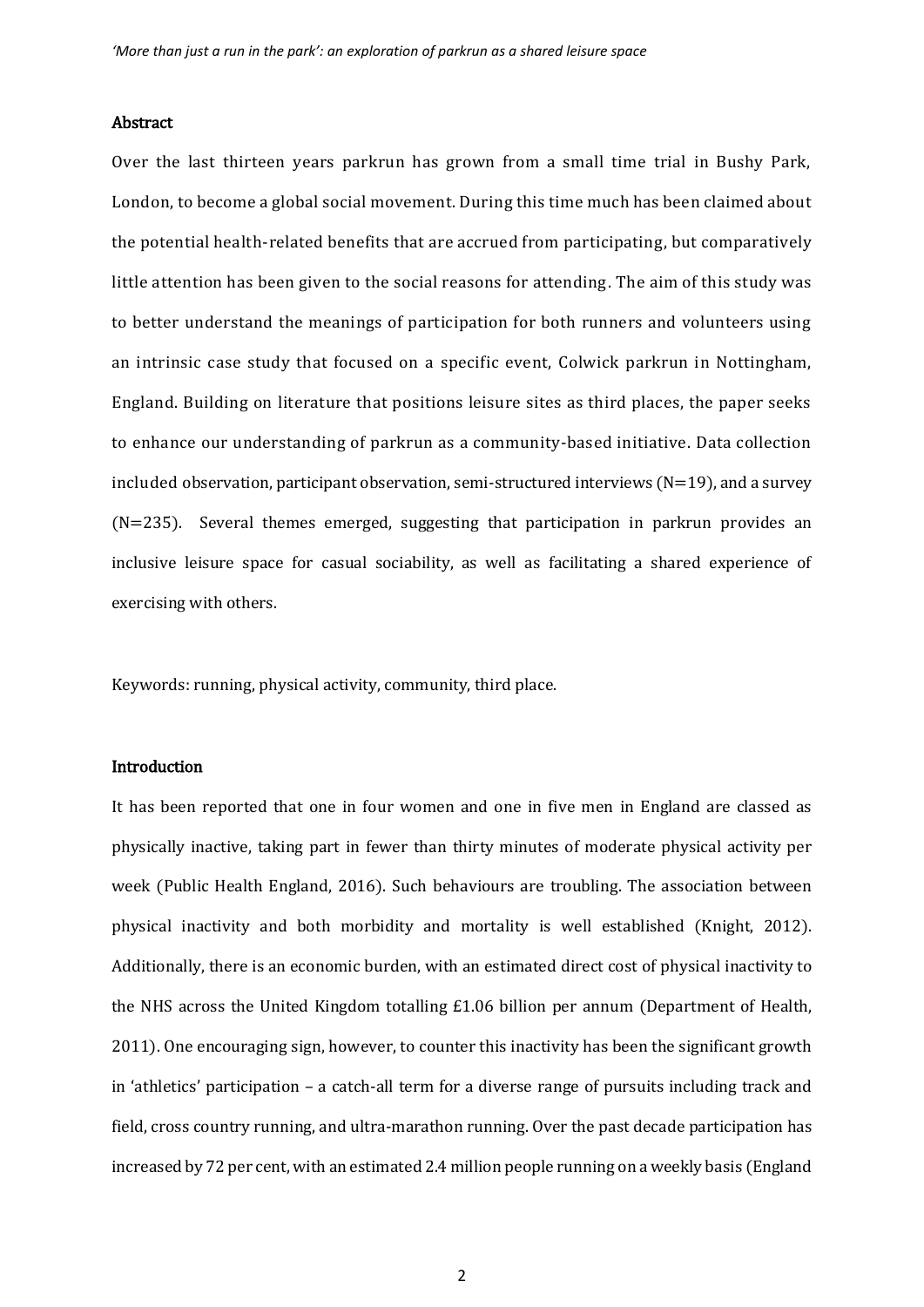## Abstract

Over the last thirteen years parkrun has grown from a small time trial in Bushy Park, London, to become a global social movement. During this time much has been claimed about the potential health-related benefits that are accrued from participating, but comparatively little attention has been given to the social reasons for attending. The aim of this study was to better understand the meanings of participation for both runners and volunteers using an intrinsic case study that focused on a specific event, Colwick parkrun in Nottingham, England. Building on literature that positions leisure sites as third places, the paper seeks to enhance our understanding of parkrun as a community-based initiative. Data collection included observation, participant observation, semi-structured interviews (N=19), and a survey (N=235). Several themes emerged, suggesting that participation in parkrun provides an inclusive leisure space for casual sociability, as well as facilitating a shared experience of exercising with others.

Keywords: running, physical activity, community, third place.

## Introduction

It has been reported that one in four women and one in five men in England are classed as physically inactive, taking part in fewer than thirty minutes of moderate physical activity per week (Public Health England, 2016). Such behaviours are troubling. The association between physical inactivity and both morbidity and mortality is well established (Knight, 2012). Additionally, there is an economic burden, with an estimated direct cost of physical inactivity to the NHS across the United Kingdom totalling £1.06 billion per annum (Department of Health, 2011). One encouraging sign, however, to counter this inactivity has been the significant growth in 'athletics' participation – a catch-all term for a diverse range of pursuits including track and field, cross country running, and ultra-marathon running. Over the past decade participation has increased by 72 per cent, with an estimated 2.4 million people running on a weekly basis (England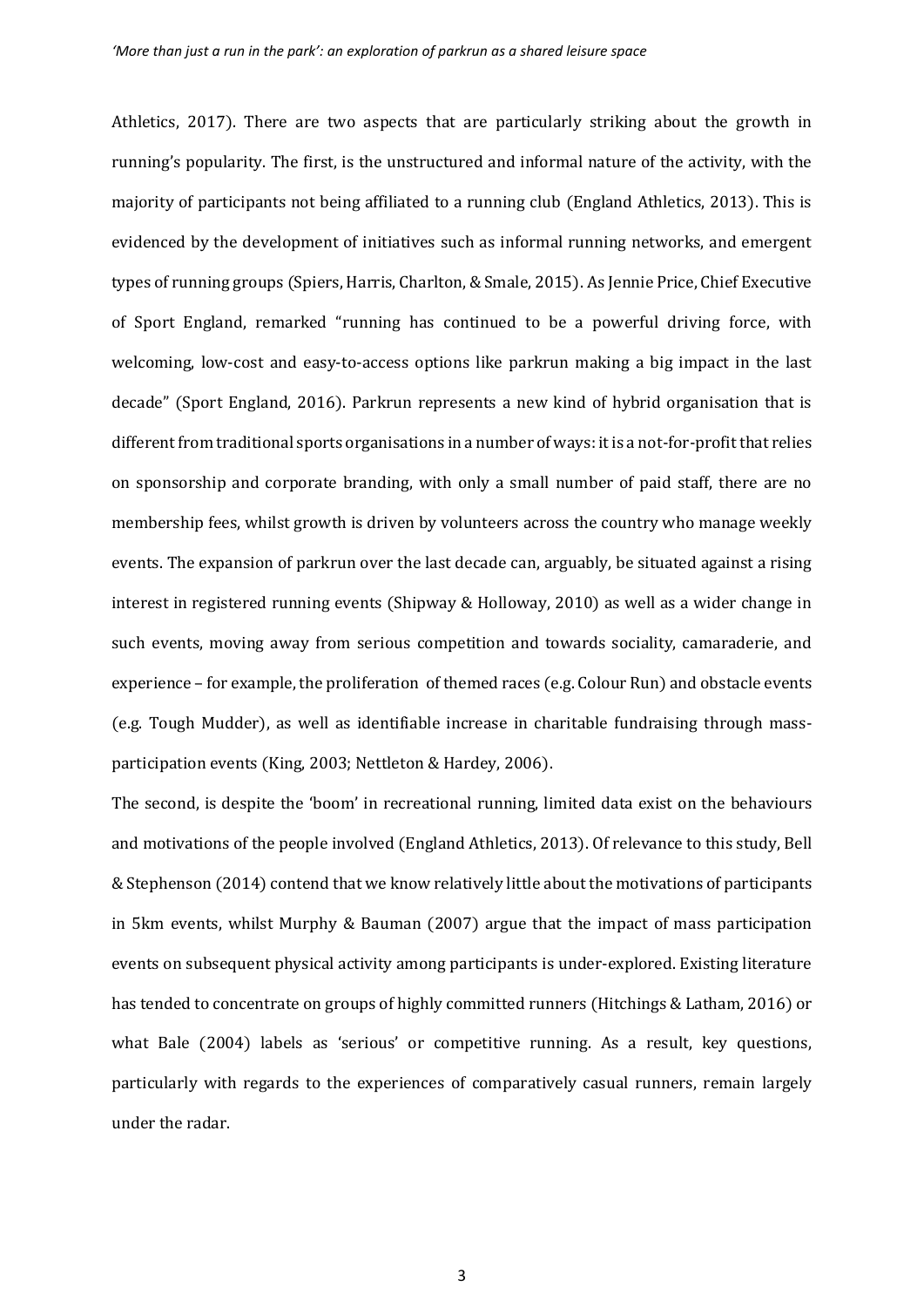Athletics, 2017). There are two aspects that are particularly striking about the growth in running's popularity. The first, is the unstructured and informal nature of the activity, with the majority of participants not being affiliated to a running club (England Athletics, 2013). This is evidenced by the development of initiatives such as informal running networks, and emergent types of running groups (Spiers, Harris, Charlton, & Smale, 2015). As Jennie Price, Chief Executive of Sport England, remarked "running has continued to be a powerful driving force, with welcoming, low-cost and easy-to-access options like parkrun making a big impact in the last decade" (Sport England, 2016). Parkrun represents a new kind of hybrid organisation that is different from traditional sports organisations in a number of ways: it is a not-for-profit that relies on sponsorship and corporate branding, with only a small number of paid staff, there are no membership fees, whilst growth is driven by volunteers across the country who manage weekly events. The expansion of parkrun over the last decade can, arguably, be situated against a rising interest in registered running events (Shipway & Holloway, 2010) as well as a wider change in such events, moving away from serious competition and towards sociality, camaraderie, and experience – for example, the proliferation of themed races (e.g. Colour Run) and obstacle events (e.g. Tough Mudder), as well as identifiable increase in charitable fundraising through mass-participation events (King, 2003; Nettleton & Hardey, 2006).

The second, is despite the 'boom' in recreational running, limited data exist on the behaviours and motivations of the people involved (England Athletics, 2013). Of relevance to this study, Bell & Stephenson (2014) contend that we know relatively little about the motivations of participants in 5km events, whilst Murphy & Bauman (2007) argue that the impact of mass participation events on subsequent physical activity among participants is under-explored. Existing literature has tended to concentrate on groups of highly committed runners (Hitchings & Latham, 2016) or what Bale (2004) labels as 'serious' or competitive running. As a result, key questions, particularly with regards to the experiences of comparatively casual runners, remain largely under the radar.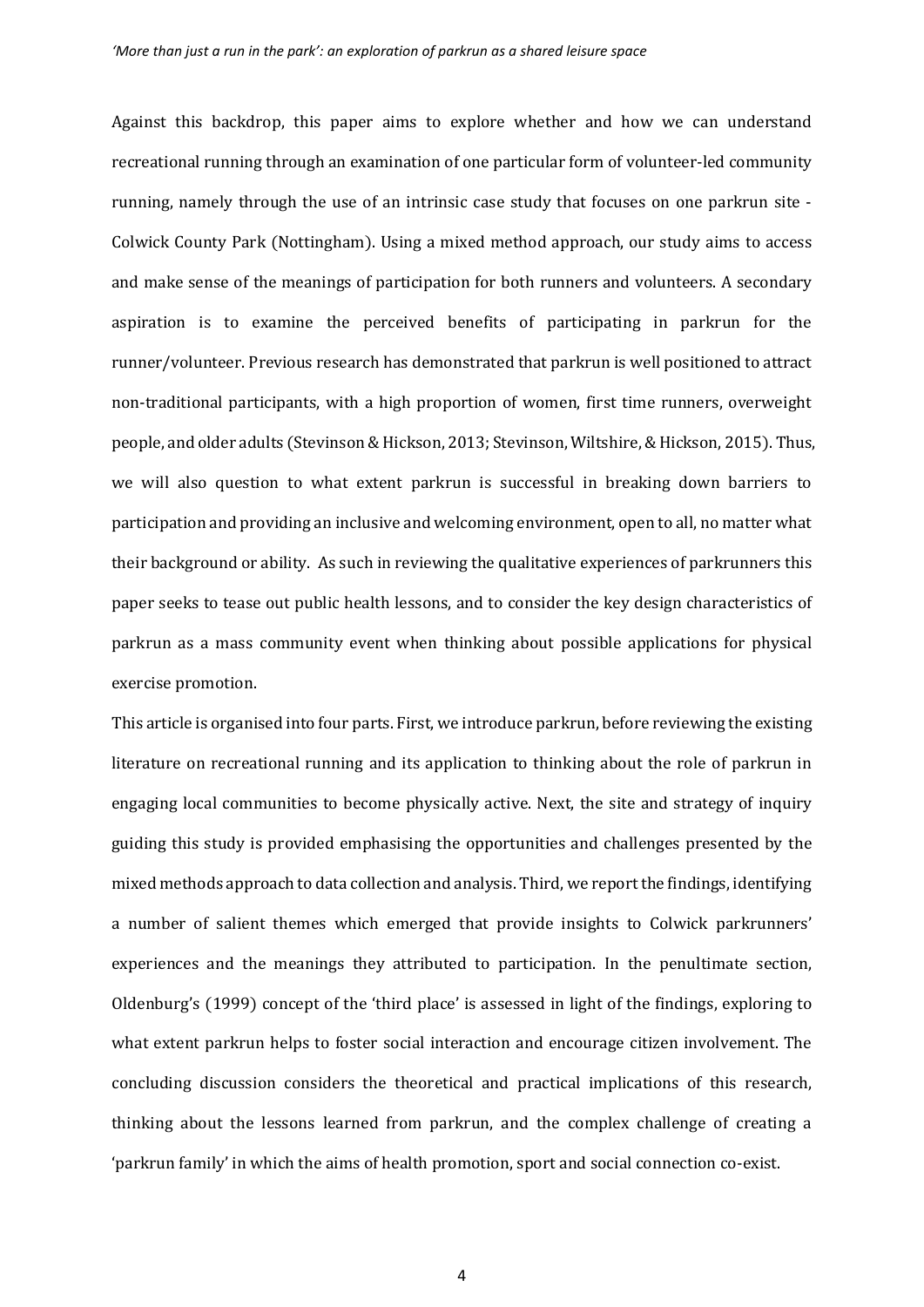Against this backdrop, this paper aims to explore whether and how we can understand recreational running through an examination of one particular form of volunteer-led community running, namely through the use of an intrinsic case study that focuses on one parkrun site - Colwick County Park (Nottingham). Using a mixed method approach, our study aims to access and make sense of the meanings of participation for both runners and volunteers. A secondary aspiration is to examine the perceived benefits of participating in parkrun for the runner/volunteer. Previous research has demonstrated that parkrun is well positioned to attract non-traditional participants, with a high proportion of women, first time runners, overweight people, and older adults (Stevinson & Hickson, 2013; Stevinson, Wiltshire, & Hickson, 2015). Thus, we will also question to what extent parkrun is successful in breaking down barriers to participation and providing an inclusive and welcoming environment, open to all, no matter what their background or ability. As such in reviewing the qualitative experiences of parkrunners this paper seeks to tease out public health lessons, and to consider the key design characteristics of parkrun as a mass community event when thinking about possible applications for physical exercise promotion.

This article is organised into four parts. First, we introduce parkrun, before reviewing the existing literature on recreational running and its application to thinking about the role of parkrun in engaging local communities to become physically active. Next, the site and strategy of inquiry guiding this study is provided emphasising the opportunities and challenges presented by the mixed methods approach to data collection and analysis. Third, we report the findings, identifying a number of salient themes which emerged that provide insights to Colwick parkrunners' experiences and the meanings they attributed to participation. In the penultimate section, Oldenburg's (1999) concept of the 'third place' is assessed in light of the findings, exploring to what extent parkrun helps to foster social interaction and encourage citizen involvement. The concluding discussion considers the theoretical and practical implications of this research, thinking about the lessons learned from parkrun, and the complex challenge of creating a 'parkrun family' in which the aims of health promotion, sport and social connection co-exist.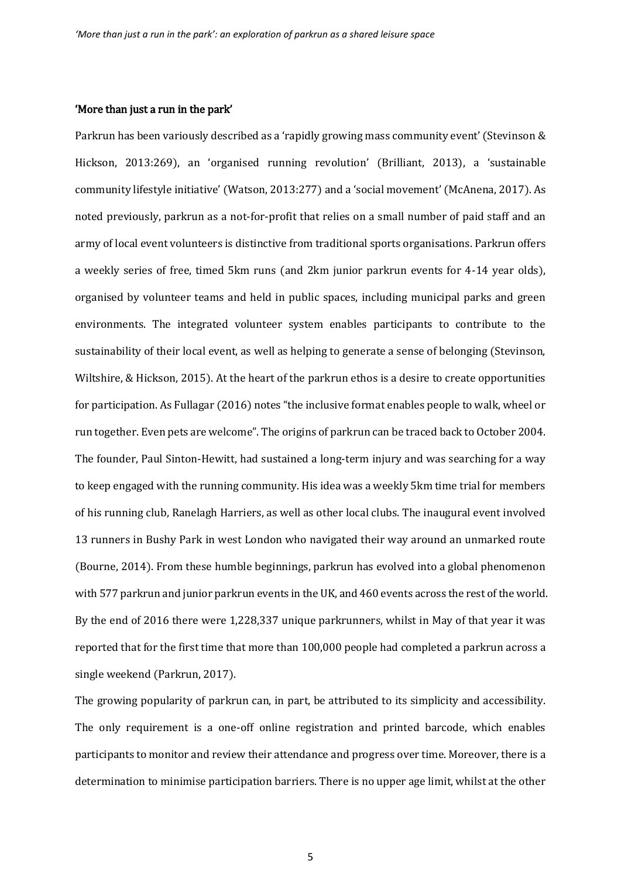### 'More than just a run in the park'

Parkrun has been variously described as a 'rapidly growing mass community event' (Stevinson & Hickson, 2013:269), an 'organised running revolution' (Brilliant, 2013), a 'sustainable community lifestyle initiative' (Watson, 2013:277) and a 'social movement' (McAnena, 2017). As noted previously, parkrun as a not-for-profit that relies on a small number of paid staff and an army of local event volunteers is distinctive from traditional sports organisations. Parkrun offers a weekly series of free, timed 5km runs (and 2km junior parkrun events for 4-14 year olds), organised by volunteer teams and held in public spaces, including municipal parks and green environments. The integrated volunteer system enables participants to contribute to the sustainability of their local event, as well as helping to generate a sense of belonging (Stevinson, Wiltshire, & Hickson, 2015). At the heart of the parkrun ethos is a desire to create opportunities for participation. As Fullagar (2016) notes "the inclusive format enables people to walk, wheel or run together. Even pets are welcome". The origins of parkrun can be traced back to October 2004. The founder, Paul Sinton-Hewitt, had sustained a long-term injury and was searching for a way to keep engaged with the running community. His idea was a weekly 5km time trial for members of his running club, Ranelagh Harriers, as well as other local clubs. The inaugural event involved 13 runners in Bushy Park in west London who navigated their way around an unmarked route (Bourne, 2014). From these humble beginnings, parkrun has evolved into a global phenomenon with 577 parkrun and junior parkrun events in the UK, and 460 events across the rest of the world. By the end of 2016 there were 1,228,337 unique parkrunners, whilst in May of that year it was reported that for the first time that more than 100,000 people had completed a parkrun across a single weekend (Parkrun, 2017).

The growing popularity of parkrun can, in part, be attributed to its simplicity and accessibility. The only requirement is a one-off online registration and printed barcode, which enables participants to monitor and review their attendance and progress over time. Moreover, there is a determination to minimise participation barriers. There is no upper age limit, whilst at the other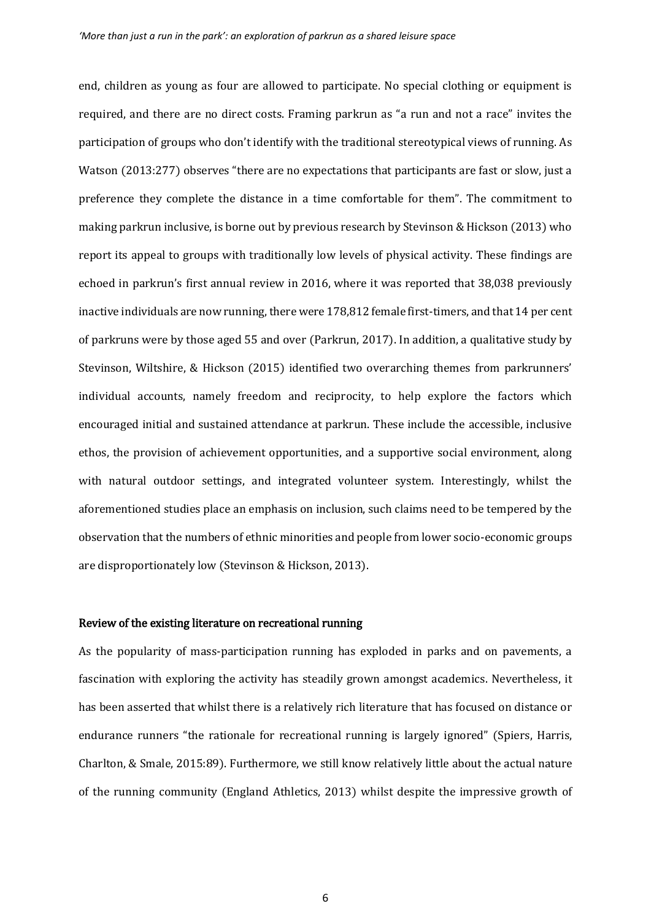end, children as young as four are allowed to participate. No special clothing or equipment is required, and there are no direct costs. Framing parkrun as "a run and not a race" invites the participation of groups who don't identify with the traditional stereotypical views of running. As Watson (2013:277) observes "there are no expectations that participants are fast or slow, just a preference they complete the distance in a time comfortable for them". The commitment to making parkrun inclusive, is borne out by previous research by Stevinson & Hickson (2013) who report its appeal to groups with traditionally low levels of physical activity. These findings are echoed in parkrun's first annual review in 2016, where it was reported that 38,038 previously inactive individuals are now running, there were 178,812 female first-timers, and that 14 per cent of parkruns were by those aged 55 and over (Parkrun, 2017). In addition, a qualitative study by Stevinson, Wiltshire, & Hickson (2015) identified two overarching themes from parkrunners' individual accounts, namely freedom and reciprocity, to help explore the factors which encouraged initial and sustained attendance at parkrun. These include the accessible, inclusive ethos, the provision of achievement opportunities, and a supportive social environment, along with natural outdoor settings, and integrated volunteer system. Interestingly, whilst the aforementioned studies place an emphasis on inclusion, such claims need to be tempered by the observation that the numbers of ethnic minorities and people from lower socio-economic groups are disproportionately low (Stevinson & Hickson, 2013).

## Review of the existing literature on recreational running

As the popularity of mass-participation running has exploded in parks and on pavements, a fascination with exploring the activity has steadily grown amongst academics. Nevertheless, it has been asserted that whilst there is a relatively rich literature that has focused on distance or endurance runners "the rationale for recreational running is largely ignored" (Spiers, Harris, Charlton, & Smale, 2015:89). Furthermore, we still know relatively little about the actual nature of the running community (England Athletics, 2013) whilst despite the impressive growth of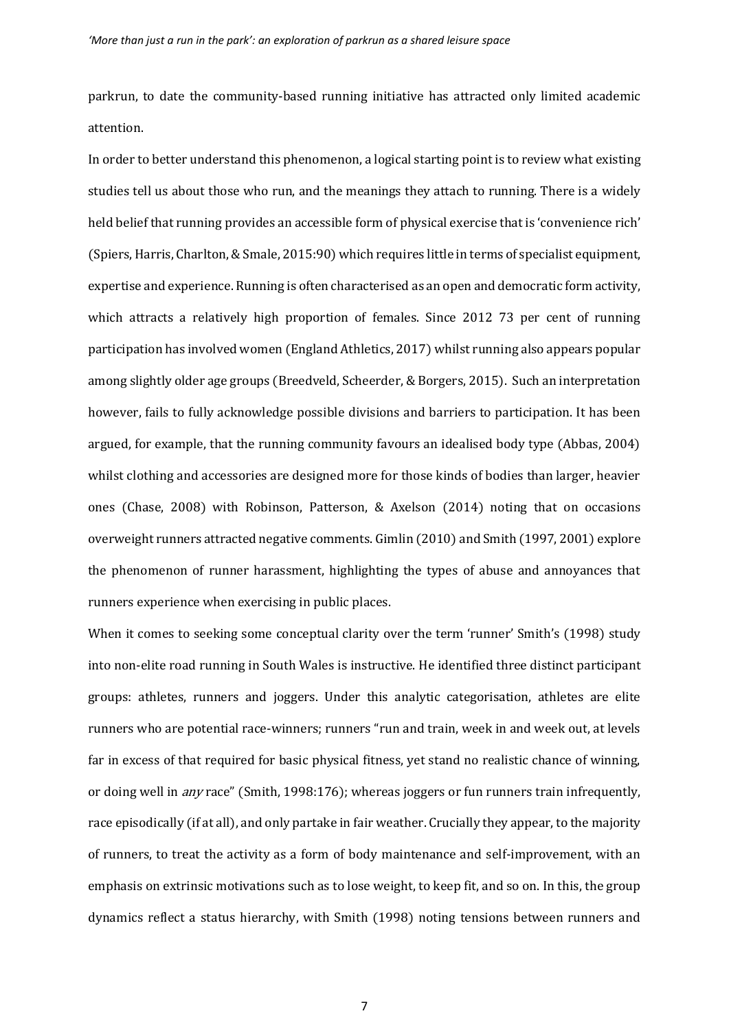parkrun, to date the community-based running initiative has attracted only limited academic attention.

In order to better understand this phenomenon, a logical starting point is to review what existing studies tell us about those who run, and the meanings they attach to running. There is a widely held belief that running provides an accessible form of physical exercise that is 'convenience rich' (Spiers, Harris, Charlton, & Smale, 2015:90) which requires little in terms of specialist equipment, expertise and experience. Running is often characterised as an open and democratic form activity, which attracts a relatively high proportion of females. Since 2012 73 per cent of running participation has involved women (England Athletics, 2017) whilst running also appears popular among slightly older age groups (Breedveld, Scheerder, & Borgers, 2015). Such an interpretation however, fails to fully acknowledge possible divisions and barriers to participation. It has been argued, for example, that the running community favours an idealised body type (Abbas, 2004) whilst clothing and accessories are designed more for those kinds of bodies than larger, heavier ones (Chase, 2008) with Robinson, Patterson, & Axelson (2014) noting that on occasions overweight runners attracted negative comments. Gimlin (2010) and Smith (1997, 2001) explore the phenomenon of runner harassment, highlighting the types of abuse and annoyances that runners experience when exercising in public places.

When it comes to seeking some conceptual clarity over the term 'runner' Smith's (1998) study into non-elite road running in South Wales is instructive. He identified three distinct participant groups: athletes, runners and joggers. Under this analytic categorisation, athletes are elite runners who are potential race-winners; runners "run and train, week in and week out, at levels far in excess of that required for basic physical fitness, yet stand no realistic chance of winning, or doing well in *any* race" (Smith, 1998:176); whereas joggers or fun runners train infrequently, race episodically (if at all), and only partake in fair weather. Crucially they appear, to the majority of runners, to treat the activity as a form of body maintenance and self-improvement, with an emphasis on extrinsic motivations such as to lose weight, to keep fit, and so on. In this, the group dynamics reflect a status hierarchy, with Smith (1998) noting tensions between runners and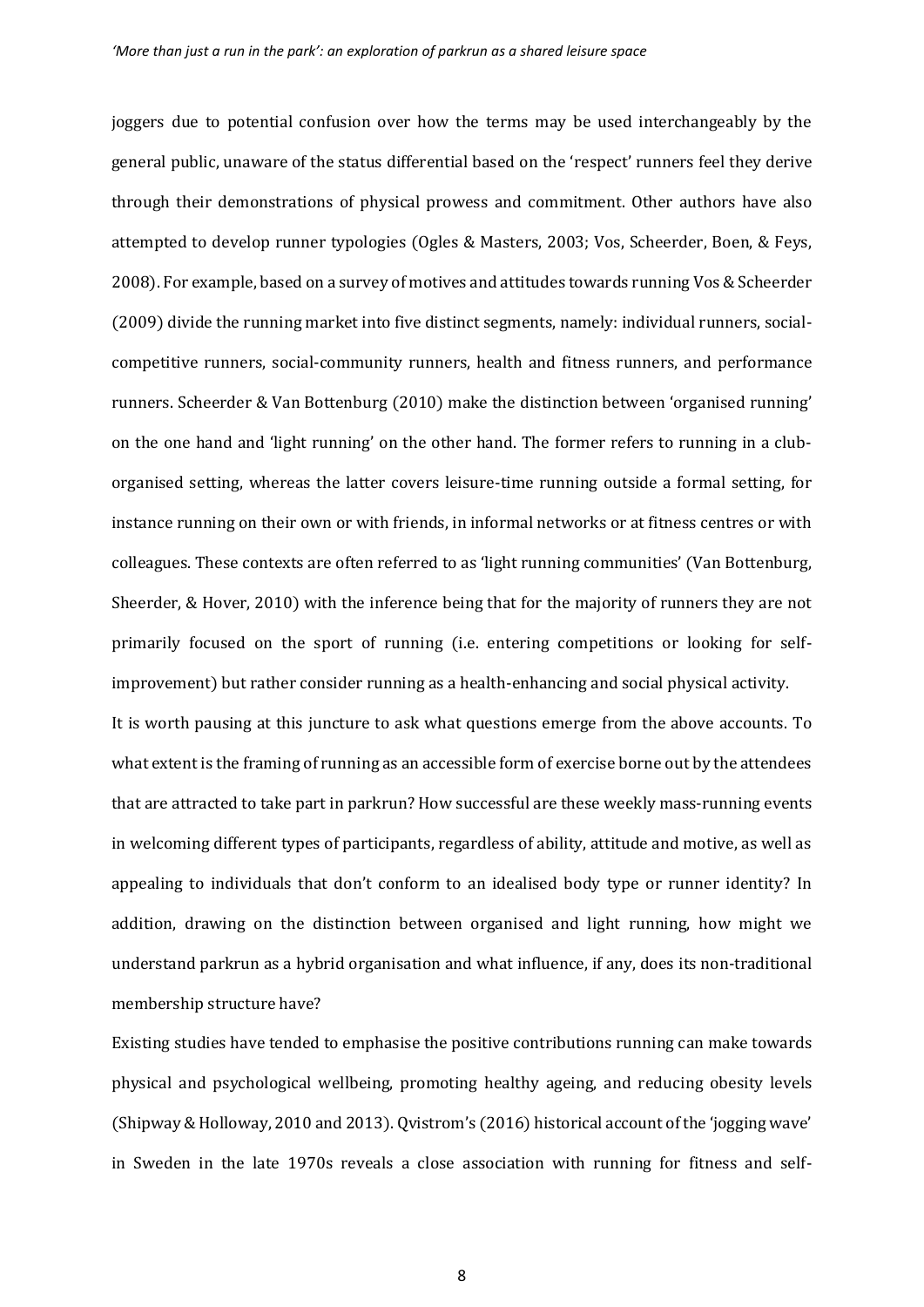joggers due to potential confusion over how the terms may be used interchangeably by the general public, unaware of the status differential based on the 'respect' runners feel they derive through their demonstrations of physical prowess and commitment. Other authors have also attempted to develop runner typologies (Ogles & Masters, 2003; Vos, Scheerder, Boen, & Feys, 2008). For example, based on a survey of motives and attitudes towards running Vos & Scheerder (2009) divide the running market into five distinct segments, namely: individual runners, social-competitive runners, social-community runners, health and fitness runners, and performance runners. Scheerder & Van Bottenburg (2010) make the distinction between 'organised running' on the one hand and 'light running' on the other hand. The former refers to running in a club-organised setting, whereas the latter covers leisure-time running outside a formal setting, for instance running on their own or with friends, in informal networks or at fitness centres or with colleagues. These contexts are often referred to as 'light running communities' (Van Bottenburg, Sheerder, & Hover, 2010) with the inference being that for the majority of runners they are not primarily focused on the sport of running (i.e. entering competitions or looking for self-improvement) but rather consider running as a health-enhancing and social physical activity.

It is worth pausing at this juncture to ask what questions emerge from the above accounts. To what extent is the framing of running as an accessible form of exercise borne out by the attendees that are attracted to take part in parkrun? How successful are these weekly mass-running events in welcoming different types of participants, regardless of ability, attitude and motive, as well as appealing to individuals that don't conform to an idealised body type or runner identity? In addition, drawing on the distinction between organised and light running, how might we understand parkrun as a hybrid organisation and what influence, if any, does its non-traditional membership structure have?

Existing studies have tended to emphasise the positive contributions running can make towards physical and psychological wellbeing, promoting healthy ageing, and reducing obesity levels (Shipway & Holloway, 2010 and 2013). Qvistrom's (2016) historical account of the 'jogging wave' in Sweden in the late 1970s reveals a close association with running for fitness and self-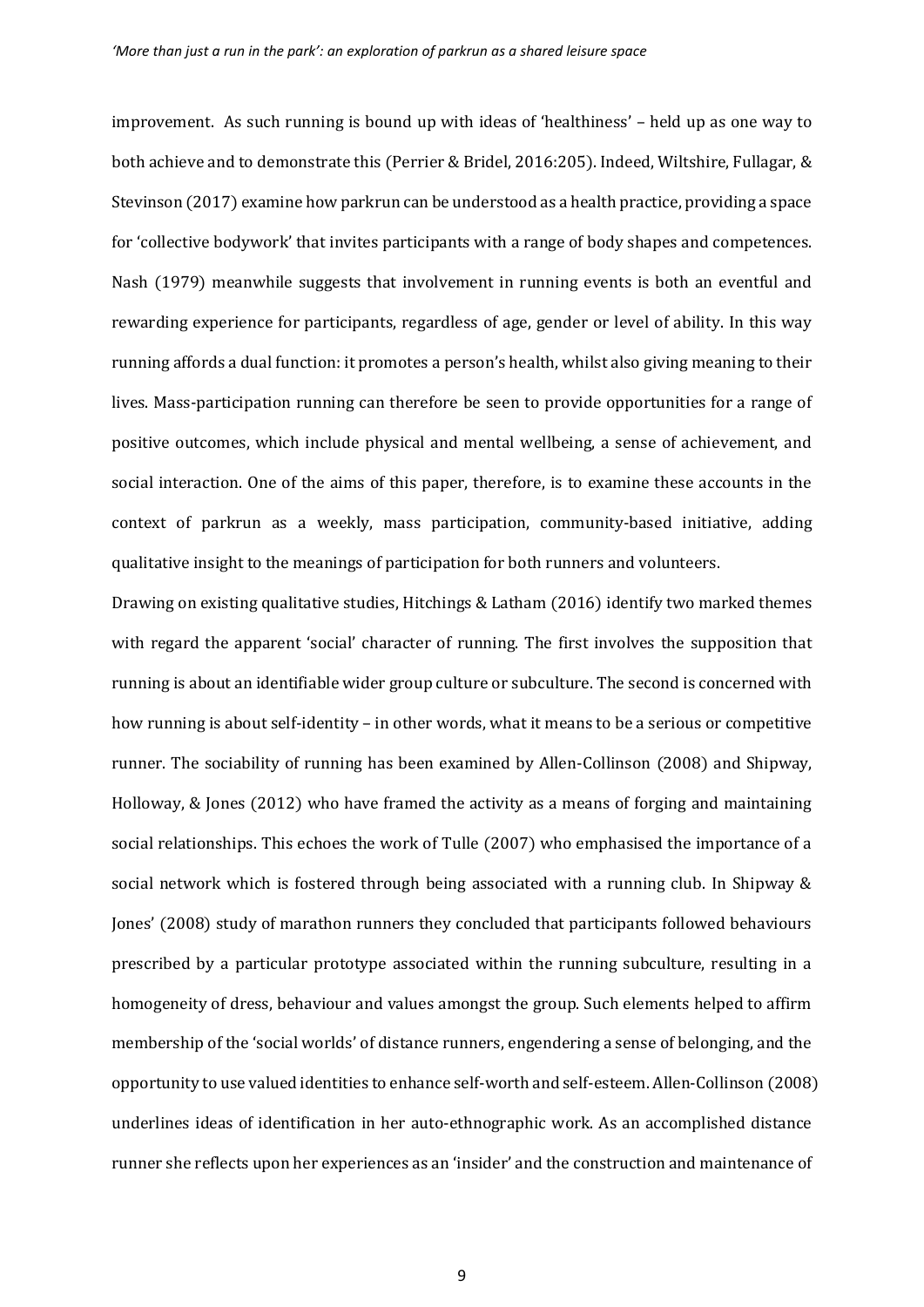improvement. As such running is bound up with ideas of 'healthiness' – held up as one way to both achieve and to demonstrate this (Perrier & Bridel, 2016:205). Indeed, Wiltshire, Fullagar, & Stevinson (2017) examine how parkrun can be understood as a health practice, providing a space for 'collective bodywork' that invites participants with a range of body shapes and competences. Nash (1979) meanwhile suggests that involvement in running events is both an eventful and rewarding experience for participants, regardless of age, gender or level of ability. In this way running affords a dual function: it promotes a person's health, whilst also giving meaning to their lives. Mass-participation running can therefore be seen to provide opportunities for a range of positive outcomes, which include physical and mental wellbeing, a sense of achievement, and social interaction. One of the aims of this paper, therefore, is to examine these accounts in the context of parkrun as a weekly, mass participation, community-based initiative, adding qualitative insight to the meanings of participation for both runners and volunteers.

Drawing on existing qualitative studies, Hitchings & Latham (2016) identify two marked themes with regard the apparent 'social' character of running. The first involves the supposition that running is about an identifiable wider group culture or subculture. The second is concerned with how running is about self-identity – in other words, what it means to be a serious or competitive runner. The sociability of running has been examined by Allen-Collinson (2008) and Shipway, Holloway, & Jones (2012) who have framed the activity as a means of forging and maintaining social relationships. This echoes the work of Tulle (2007) who emphasised the importance of a social network which is fostered through being associated with a running club. In Shipway & Jones' (2008) study of marathon runners they concluded that participants followed behaviours prescribed by a particular prototype associated within the running subculture, resulting in a homogeneity of dress, behaviour and values amongst the group. Such elements helped to affirm membership of the 'social worlds' of distance runners, engendering a sense of belonging, and the opportunity to use valued identities to enhance self-worth and self-esteem. Allen-Collinson (2008) underlines ideas of identification in her auto-ethnographic work. As an accomplished distance runner she reflects upon her experiences as an 'insider' and the construction and maintenance of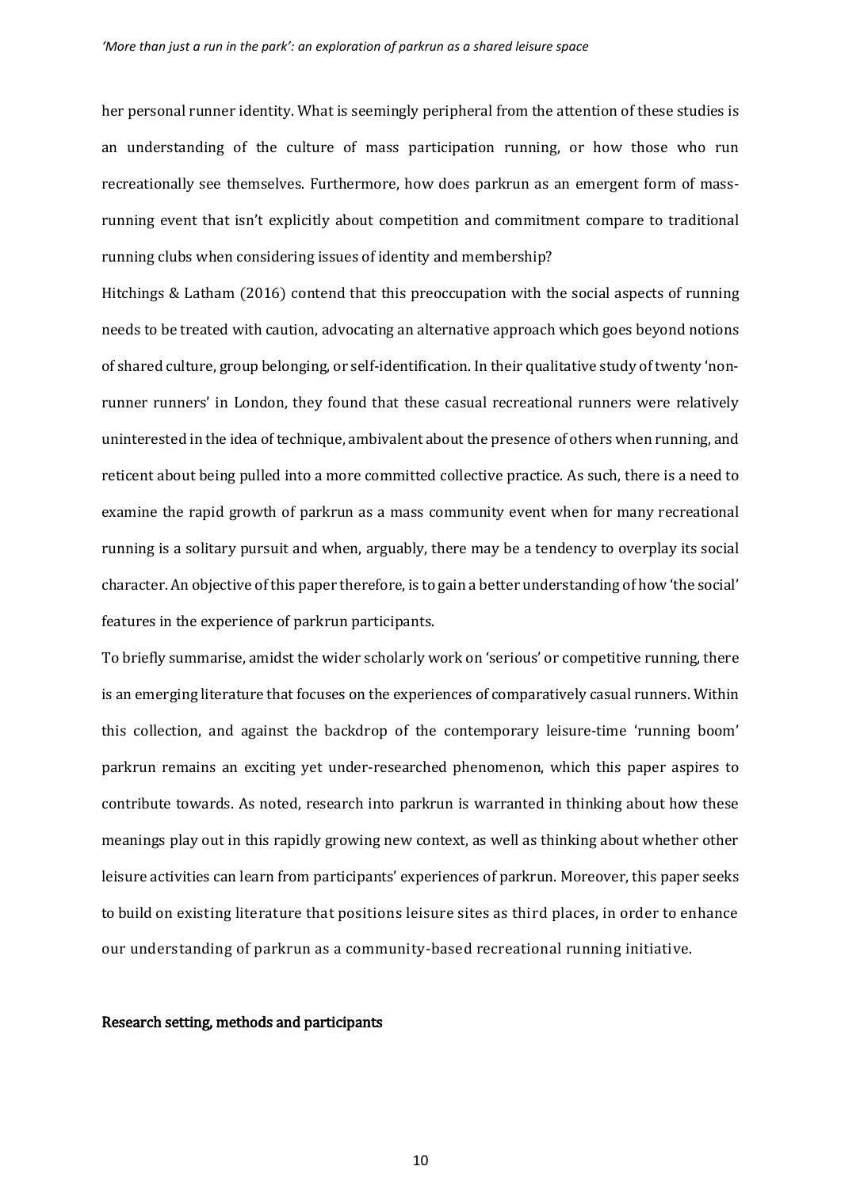her personal runner identity. What is seemingly peripheral from the attention of these studies is an understanding of the culture of mass participation running, or how those who run recreationally see themselves. Furthermore, how does parkrun as an emergent form of mass-running event that isn't explicitly about competition and commitment compare to traditional running clubs when considering issues of identity and membership?

Hitchings & Latham (2016) contend that this preoccupation with the social aspects of running needs to be treated with caution, advocating an alternative approach which goes beyond notions of shared culture, group belonging, or self-identification. In their qualitative study of twenty 'non-runner runners' in London, they found that these casual recreational runners were relatively uninterested in the idea of technique, ambivalent about the presence of others when running, and reticent about being pulled into a more committed collective practice. As such, there is a need to examine the rapid growth of parkrun as a mass community event when for many recreational running is a solitary pursuit and when, arguably, there may be a tendency to overplay its social character. An objective of this paper therefore, is to gain a better understanding of how 'the social' features in the experience of parkrun participants.

To briefly summarise, amidst the wider scholarly work on 'serious' or competitive running, there is an emerging literature that focuses on the experiences of comparatively casual runners. Within this collection, and against the backdrop of the contemporary leisure-time 'running boom' parkrun remains an exciting yet under-researched phenomenon, which this paper aspires to contribute towards. As noted, research into parkrun is warranted in thinking about how these meanings play out in this rapidly growing new context, as well as thinking about whether other leisure activities can learn from participants' experiences of parkrun. Moreover, this paper seeks to build on existing literature that positions leisure sites as third places, in order to enhance our understanding of parkrun as a community-based recreational running initiative.

## Research setting, methods and participants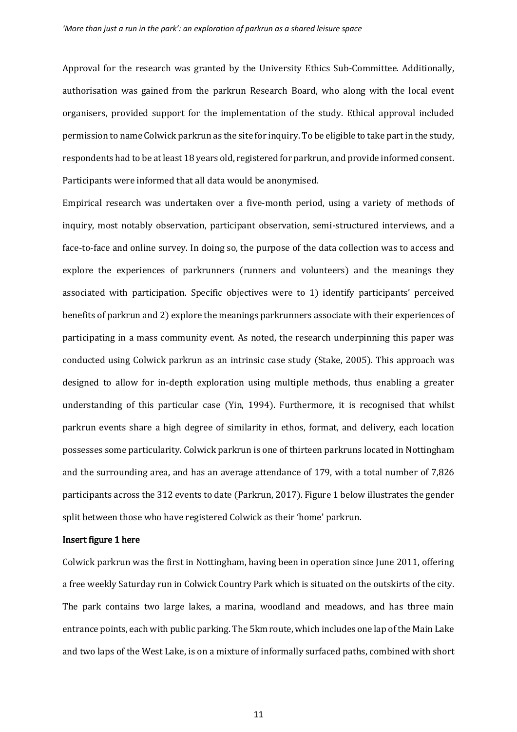Approval for the research was granted by the University Ethics Sub-Committee. Additionally, authorisation was gained from the parkrun Research Board, who along with the local event organisers, provided support for the implementation of the study. Ethical approval included permission to name Colwick parkrun as the site for inquiry. To be eligible to take part in the study, respondents had to be at least 18 years old, registered for parkrun, and provide informed consent. Participants were informed that all data would be anonymised.

Empirical research was undertaken over a five-month period, using a variety of methods of inquiry, most notably observation, participant observation, semi-structured interviews, and a face-to-face and online survey. In doing so, the purpose of the data collection was to access and explore the experiences of parkrunners (runners and volunteers) and the meanings they associated with participation. Specific objectives were to 1) identify participants' perceived benefits of parkrun and 2) explore the meanings parkrunners associate with their experiences of participating in a mass community event. As noted, the research underpinning this paper was conducted using Colwick parkrun as an intrinsic case study (Stake, 2005). This approach was designed to allow for in-depth exploration using multiple methods, thus enabling a greater understanding of this particular case (Yin, 1994). Furthermore, it is recognised that whilst parkrun events share a high degree of similarity in ethos, format, and delivery, each location possesses some particularity. Colwick parkrun is one of thirteen parkruns located in Nottingham and the surrounding area, and has an average attendance of 179, with a total number of 7,826 participants across the 312 events to date (Parkrun, 2017). Figure 1 below illustrates the gender split between those who have registered Colwick as their 'home' parkrun.

**Insert figure 1 here**

Colwick parkrun was the first in Nottingham, having been in operation since June 2011, offering a free weekly Saturday run in Colwick Country Park which is situated on the outskirts of the city. The park contains two large lakes, a marina, woodland and meadows, and has three main entrance points, each with public parking. The 5km route, which includes one lap of the Main Lake and two laps of the West Lake, is on a mixture of informally surfaced paths, combined with short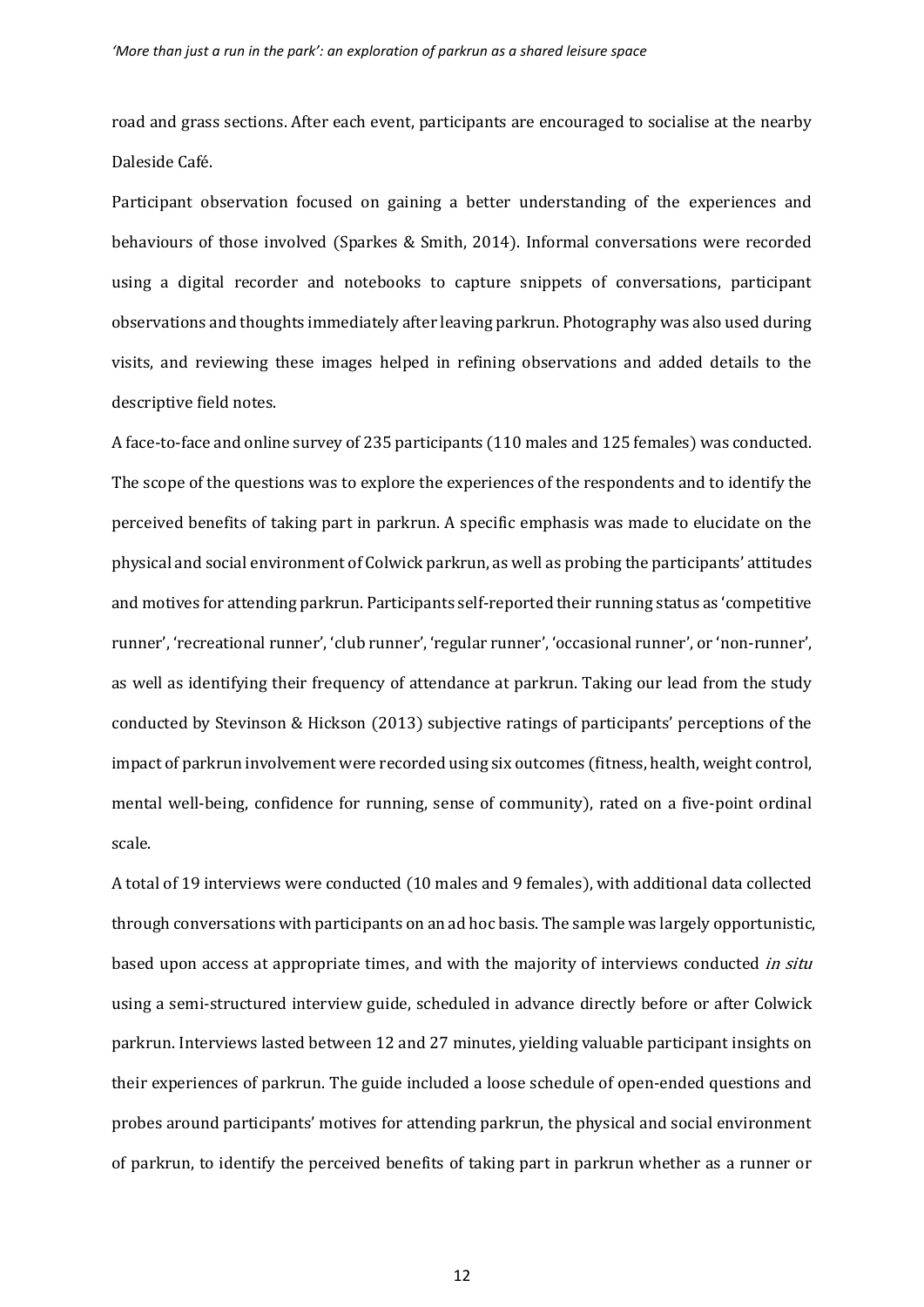road and grass sections. After each event, participants are encouraged to socialise at the nearby Daleside Café.

Participant observation focused on gaining a better understanding of the experiences and behaviours of those involved (Sparkes & Smith, 2014). Informal conversations were recorded using a digital recorder and notebooks to capture snippets of conversations, participant observations and thoughts immediately after leaving parkrun. Photography was also used during visits, and reviewing these images helped in refining observations and added details to the descriptive field notes.

A face-to-face and online survey of 235 participants (110 males and 125 females) was conducted. The scope of the questions was to explore the experiences of the respondents and to identify the perceived benefits of taking part in parkrun. A specific emphasis was made to elucidate on the physical and social environment of Colwick parkrun, as well as probing the participants' attitudes and motives for attending parkrun. Participants self-reported their running status as 'competitive runner', 'recreational runner', 'club runner', 'regular runner', 'occasional runner', or 'non-runner', as well as identifying their frequency of attendance at parkrun. Taking our lead from the study conducted by Stevinson & Hickson (2013) subjective ratings of participants' perceptions of the impact of parkrun involvement were recorded using six outcomes (fitness, health, weight control, mental well-being, confidence for running, sense of community), rated on a five-point ordinal scale.

A total of 19 interviews were conducted (10 males and 9 females), with additional data collected through conversations with participants on an ad hoc basis. The sample was largely opportunistic, based upon access at appropriate times, and with the majority of interviews conducted *in situ* using a semi-structured interview guide, scheduled in advance directly before or after Colwick parkrun. Interviews lasted between 12 and 27 minutes, yielding valuable participant insights on their experiences of parkrun. The guide included a loose schedule of open-ended questions and probes around participants' motives for attending parkrun, the physical and social environment of parkrun, to identify the perceived benefits of taking part in parkrun whether as a runner or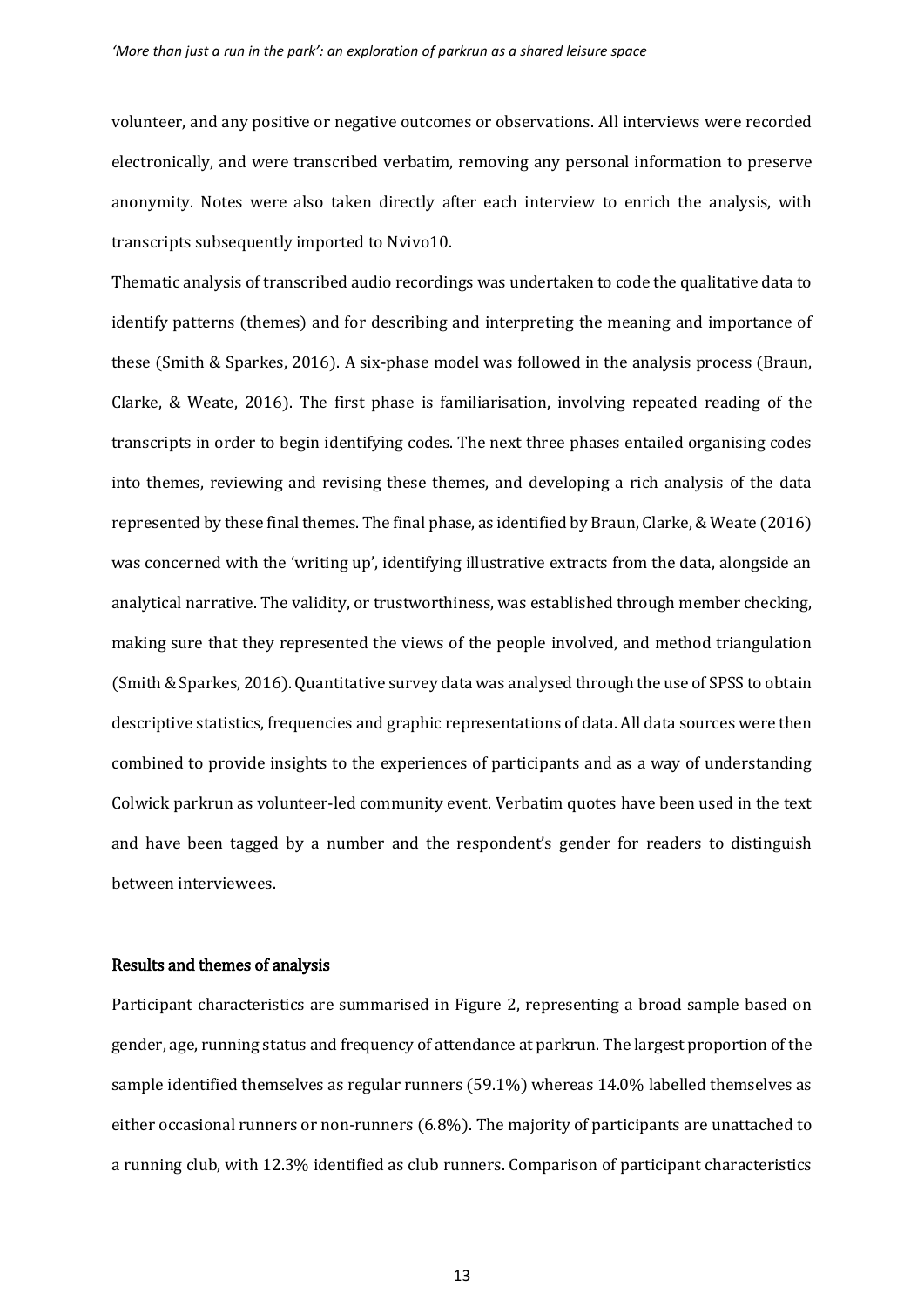volunteer, and any positive or negative outcomes or observations. All interviews were recorded electronically, and were transcribed verbatim, removing any personal information to preserve anonymity. Notes were also taken directly after each interview to enrich the analysis, with transcripts subsequently imported to Nvivo10.

Thematic analysis of transcribed audio recordings was undertaken to code the qualitative data to identify patterns (themes) and for describing and interpreting the meaning and importance of these (Smith & Sparkes, 2016). A six-phase model was followed in the analysis process (Braun, Clarke, & Weate, 2016). The first phase is familiarisation, involving repeated reading of the transcripts in order to begin identifying codes. The next three phases entailed organising codes into themes, reviewing and revising these themes, and developing a rich analysis of the data represented by these final themes. The final phase, as identified by Braun, Clarke, & Weate (2016) was concerned with the 'writing up', identifying illustrative extracts from the data, alongside an analytical narrative. The validity, or trustworthiness, was established through member checking, making sure that they represented the views of the people involved, and method triangulation (Smith & Sparkes, 2016). Quantitative survey data was analysed through the use of SPSS to obtain descriptive statistics, frequencies and graphic representations of data. All data sources were then combined to provide insights to the experiences of participants and as a way of understanding Colwick parkrun as volunteer-led community event. Verbatim quotes have been used in the text and have been tagged by a number and the respondent's gender for readers to distinguish between interviewees.

## Results and themes of analysis

Participant characteristics are summarised in Figure 2, representing a broad sample based on gender, age, running status and frequency of attendance at parkrun. The largest proportion of the sample identified themselves as regular runners (59.1%) whereas 14.0% labelled themselves as either occasional runners or non-runners (6.8%). The majority of participants are unattached to a running club, with 12.3% identified as club runners. Comparison of participant characteristics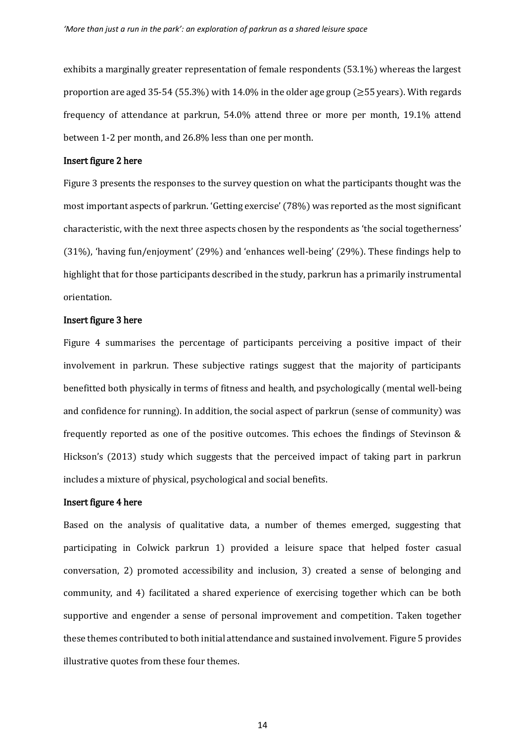exhibits a marginally greater representation of female respondents (53.1%) whereas the largest proportion are aged 35-54 (55.3%) with 14.0% in the older age group (≥55 years). With regards frequency of attendance at parkrun, 54.0% attend three or more per month, 19.1% attend between 1-2 per month, and 26.8% less than one per month.

**Insert figure 2 here**

Figure 3 presents the responses to the survey question on what the participants thought was the most important aspects of parkrun. 'Getting exercise' (78%) was reported as the most significant characteristic, with the next three aspects chosen by the respondents as 'the social togetherness' (31%), 'having fun/enjoyment' (29%) and 'enhances well-being' (29%). These findings help to highlight that for those participants described in the study, parkrun has a primarily instrumental orientation.

**Insert figure 3 here**

Figure 4 summarises the percentage of participants perceiving a positive impact of their involvement in parkrun. These subjective ratings suggest that the majority of participants benefitted both physically in terms of fitness and health, and psychologically (mental well-being and confidence for running). In addition, the social aspect of parkrun (sense of community) was frequently reported as one of the positive outcomes. This echoes the findings of Stevinson & Hickson's (2013) study which suggests that the perceived impact of taking part in parkrun includes a mixture of physical, psychological and social benefits.

**Insert figure 4 here**

Based on the analysis of qualitative data, a number of themes emerged, suggesting that participating in Colwick parkrun 1) provided a leisure space that helped foster casual conversation, 2) promoted accessibility and inclusion, 3) created a sense of belonging and community, and 4) facilitated a shared experience of exercising together which can be both supportive and engender a sense of personal improvement and competition. Taken together these themes contributed to both initial attendance and sustained involvement. Figure 5 provides illustrative quotes from these four themes.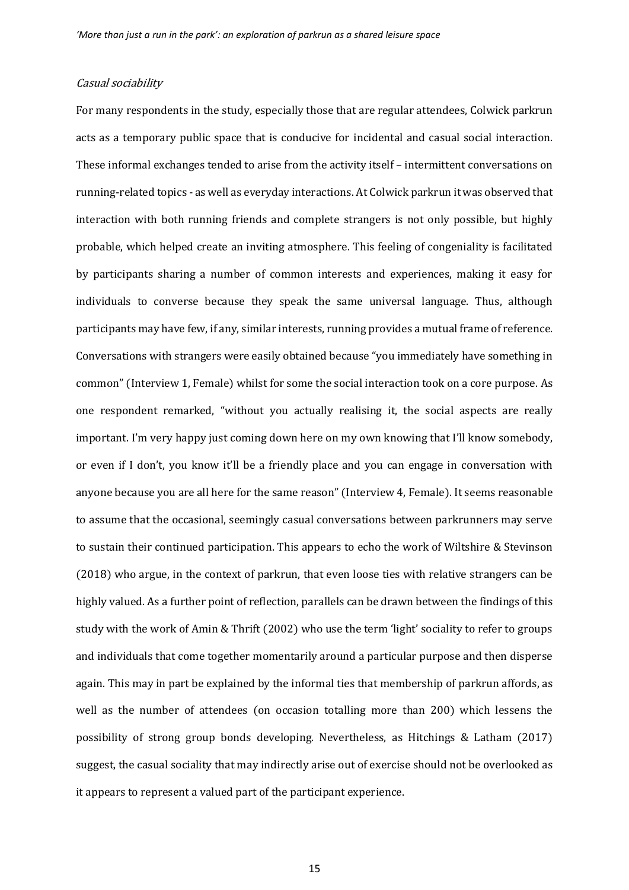### *Casual sociability*

For many respondents in the study, especially those that are regular attendees, Colwick parkrun acts as a temporary public space that is conducive for incidental and casual social interaction. These informal exchanges tended to arise from the activity itself – intermittent conversations on running-related topics - as well as everyday interactions. At Colwick parkrun it was observed that interaction with both running friends and complete strangers is not only possible, but highly probable, which helped create an inviting atmosphere. This feeling of congeniality is facilitated by participants sharing a number of common interests and experiences, making it easy for individuals to converse because they speak the same universal language. Thus, although participants may have few, if any, similar interests, running provides a mutual frame of reference. Conversations with strangers were easily obtained because "you immediately have something in common" (Interview 1, Female) whilst for some the social interaction took on a core purpose. As one respondent remarked, "without you actually realising it, the social aspects are really important. I'm very happy just coming down here on my own knowing that I'll know somebody, or even if I don't, you know it'll be a friendly place and you can engage in conversation with anyone because you are all here for the same reason" (Interview 4, Female). It seems reasonable to assume that the occasional, seemingly casual conversations between parkrunners may serve to sustain their continued participation. This appears to echo the work of Wiltshire & Stevinson (2018) who argue, in the context of parkrun, that even loose ties with relative strangers can be highly valued. As a further point of reflection, parallels can be drawn between the findings of this study with the work of Amin & Thrift (2002) who use the term 'light' sociality to refer to groups and individuals that come together momentarily around a particular purpose and then disperse again. This may in part be explained by the informal ties that membership of parkrun affords, as well as the number of attendees (on occasion totalling more than 200) which lessens the possibility of strong group bonds developing. Nevertheless, as Hitchings & Latham (2017) suggest, the casual sociality that may indirectly arise out of exercise should not be overlooked as it appears to represent a valued part of the participant experience.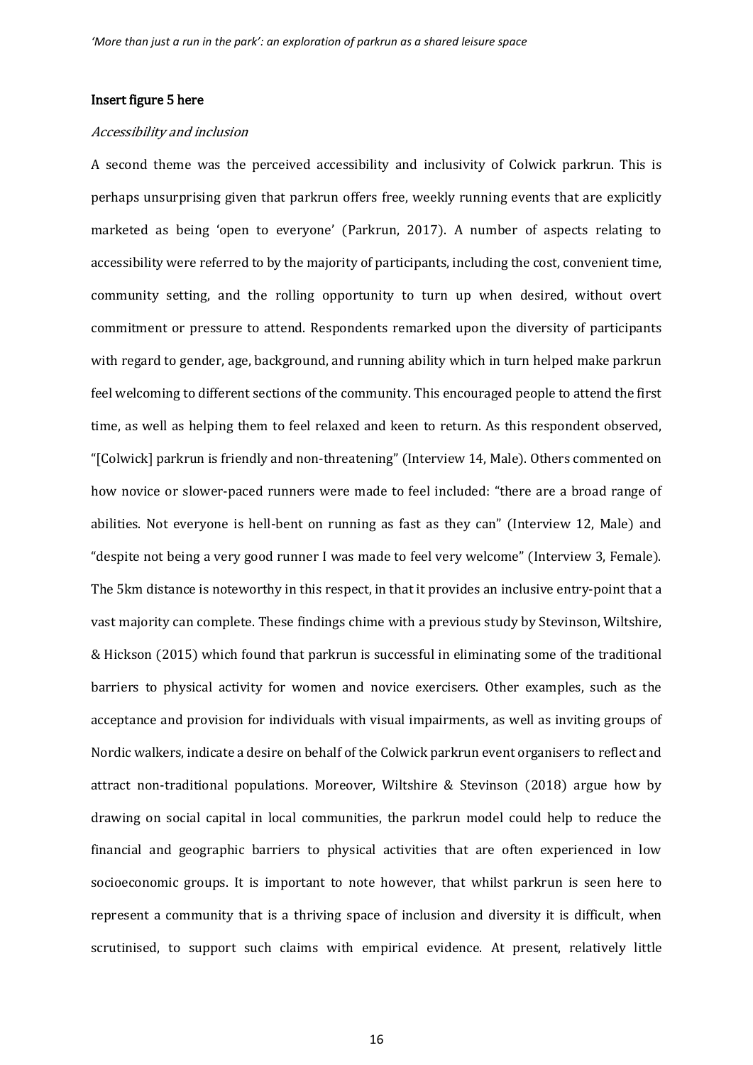**Insert figure 5 here**

*Accessibility and inclusion*

A second theme was the perceived accessibility and inclusivity of Colwick parkrun. This is perhaps unsurprising given that parkrun offers free, weekly running events that are explicitly marketed as being 'open to everyone' (Parkrun, 2017). A number of aspects relating to accessibility were referred to by the majority of participants, including the cost, convenient time, community setting, and the rolling opportunity to turn up when desired, without overt commitment or pressure to attend. Respondents remarked upon the diversity of participants with regard to gender, age, background, and running ability which in turn helped make parkrun feel welcoming to different sections of the community. This encouraged people to attend the first time, as well as helping them to feel relaxed and keen to return. As this respondent observed, "[Colwick] parkrun is friendly and non-threatening" (Interview 14, Male). Others commented on how novice or slower-paced runners were made to feel included: "there are a broad range of abilities. Not everyone is hell-bent on running as fast as they can" (Interview 12, Male) and "despite not being a very good runner I was made to feel very welcome" (Interview 3, Female). The 5km distance is noteworthy in this respect, in that it provides an inclusive entry-point that a vast majority can complete. These findings chime with a previous study by Stevinson, Wiltshire, & Hickson (2015) which found that parkrun is successful in eliminating some of the traditional barriers to physical activity for women and novice exercisers. Other examples, such as the acceptance and provision for individuals with visual impairments, as well as inviting groups of Nordic walkers, indicate a desire on behalf of the Colwick parkrun event organisers to reflect and attract non-traditional populations. Moreover, Wiltshire & Stevinson (2018) argue how by drawing on social capital in local communities, the parkrun model could help to reduce the financial and geographic barriers to physical activities that are often experienced in low socioeconomic groups. It is important to note however, that whilst parkrun is seen here to represent a community that is a thriving space of inclusion and diversity it is difficult, when scrutinised, to support such claims with empirical evidence. At present, relatively little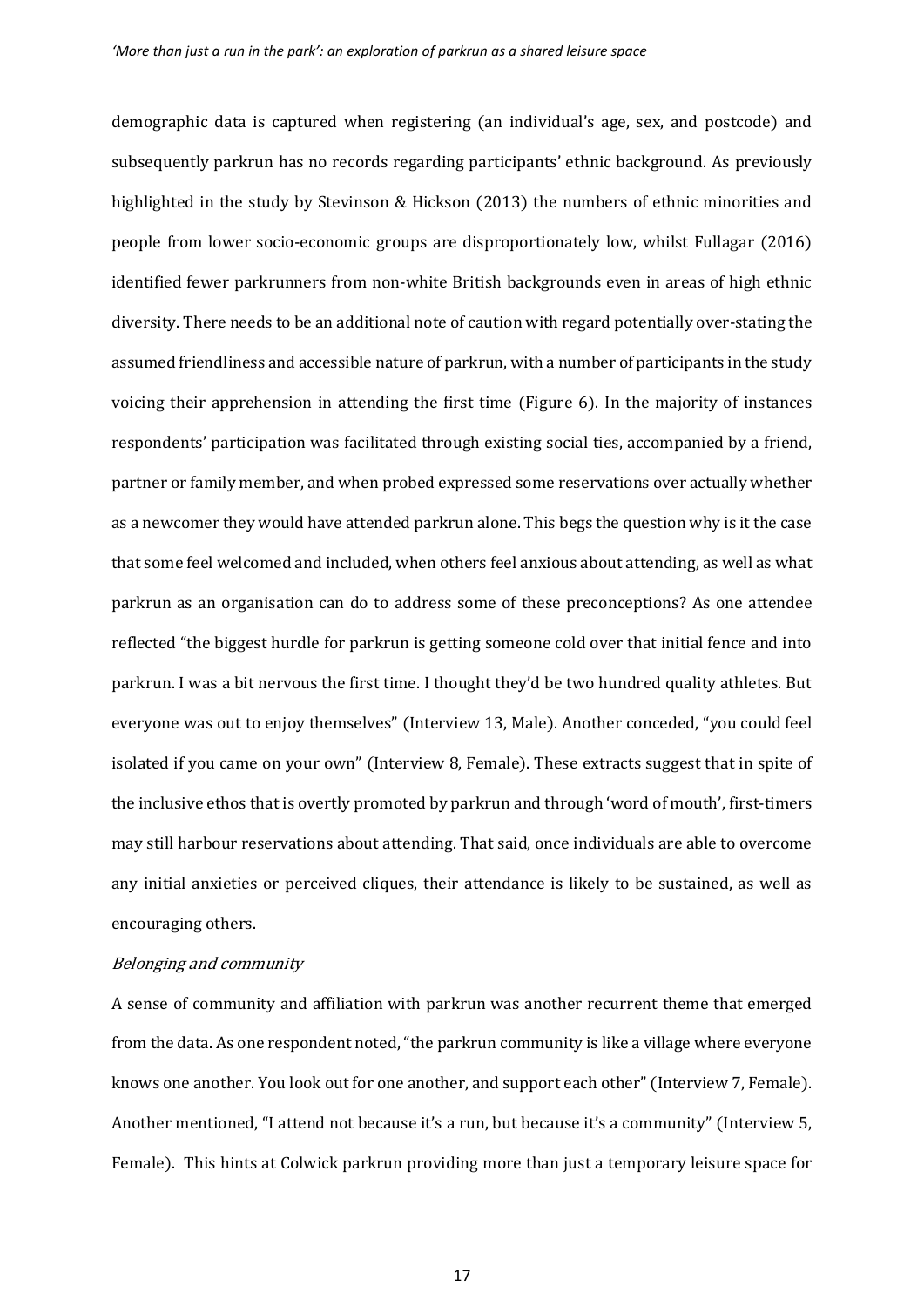demographic data is captured when registering (an individual's age, sex, and postcode) and subsequently parkrun has no records regarding participants' ethnic background. As previously highlighted in the study by Stevinson & Hickson (2013) the numbers of ethnic minorities and people from lower socio-economic groups are disproportionately low, whilst Fullagar (2016) identified fewer parkrunners from non-white British backgrounds even in areas of high ethnic diversity. There needs to be an additional note of caution with regard potentially over-stating the assumed friendliness and accessible nature of parkrun, with a number of participants in the study voicing their apprehension in attending the first time (Figure 6). In the majority of instances respondents' participation was facilitated through existing social ties, accompanied by a friend, partner or family member, and when probed expressed some reservations over actually whether as a newcomer they would have attended parkrun alone. This begs the question why is it the case that some feel welcomed and included, when others feel anxious about attending, as well as what parkrun as an organisation can do to address some of these preconceptions? As one attendee reflected "the biggest hurdle for parkrun is getting someone cold over that initial fence and into parkrun. I was a bit nervous the first time. I thought they'd be two hundred quality athletes. But everyone was out to enjoy themselves" (Interview 13, Male). Another conceded, "you could feel isolated if you came on your own" (Interview 8, Female). These extracts suggest that in spite of the inclusive ethos that is overtly promoted by parkrun and through 'word of mouth', first-timers may still harbour reservations about attending. That said, once individuals are able to overcome any initial anxieties or perceived cliques, their attendance is likely to be sustained, as well as encouraging others.

*Belonging and community*

A sense of community and affiliation with parkrun was another recurrent theme that emerged from the data. As one respondent noted, "the parkrun community is like a village where everyone knows one another. You look out for one another, and support each other" (Interview 7, Female). Another mentioned, "I attend not because it's a run, but because it's a community" (Interview 5, Female). This hints at Colwick parkrun providing more than just a temporary leisure space for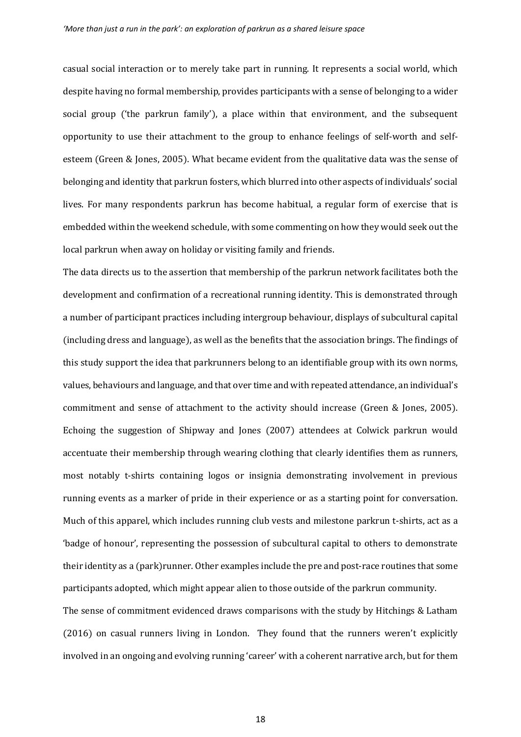casual social interaction or to merely take part in running. It represents a social world, which despite having no formal membership, provides participants with a sense of belonging to a wider social group ('the parkrun family'), a place within that environment, and the subsequent opportunity to use their attachment to the group to enhance feelings of self-worth and self-esteem (Green & Jones, 2005). What became evident from the qualitative data was the sense of belonging and identity that parkrun fosters, which blurred into other aspects of individuals' social lives. For many respondents parkrun has become habitual, a regular form of exercise that is embedded within the weekend schedule, with some commenting on how they would seek out the local parkrun when away on holiday or visiting family and friends.

The data directs us to the assertion that membership of the parkrun network facilitates both the development and confirmation of a recreational running identity. This is demonstrated through a number of participant practices including intergroup behaviour, displays of subcultural capital (including dress and language), as well as the benefits that the association brings. The findings of this study support the idea that parkrunners belong to an identifiable group with its own norms, values, behaviours and language, and that over time and with repeated attendance, an individual's commitment and sense of attachment to the activity should increase (Green & Jones, 2005). Echoing the suggestion of Shipway and Jones (2007) attendees at Colwick parkrun would accentuate their membership through wearing clothing that clearly identifies them as runners, most notably t-shirts containing logos or insignia demonstrating involvement in previous running events as a marker of pride in their experience or as a starting point for conversation. Much of this apparel, which includes running club vests and milestone parkrun t-shirts, act as a 'badge of honour', representing the possession of subcultural capital to others to demonstrate their identity as a (park)runner. Other examples include the pre and post-race routines that some participants adopted, which might appear alien to those outside of the parkrun community.

The sense of commitment evidenced draws comparisons with the study by Hitchings & Latham (2016) on casual runners living in London. They found that the runners weren't explicitly involved in an ongoing and evolving running 'career' with a coherent narrative arch, but for them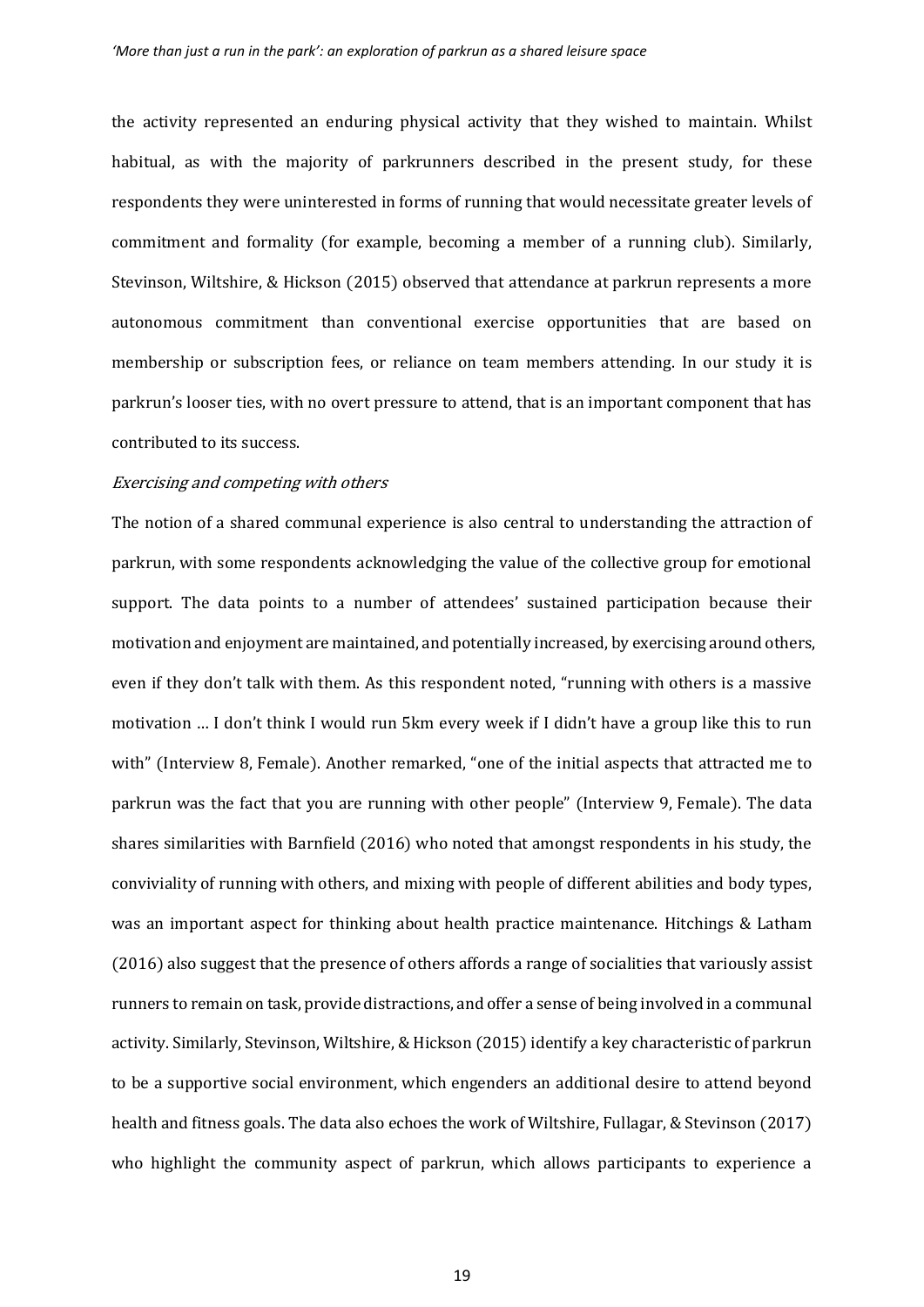the activity represented an enduring physical activity that they wished to maintain. Whilst habitual, as with the majority of parkrunners described in the present study, for these respondents they were uninterested in forms of running that would necessitate greater levels of commitment and formality (for example, becoming a member of a running club). Similarly, Stevinson, Wiltshire, & Hickson (2015) observed that attendance at parkrun represents a more autonomous commitment than conventional exercise opportunities that are based on membership or subscription fees, or reliance on team members attending. In our study it is parkrun's looser ties, with no overt pressure to attend, that is an important component that has contributed to its success.

*Exercising and competing with others*

The notion of a shared communal experience is also central to understanding the attraction of parkrun, with some respondents acknowledging the value of the collective group for emotional support. The data points to a number of attendees' sustained participation because their motivation and enjoyment are maintained, and potentially increased, by exercising around others, even if they don't talk with them. As this respondent noted, "running with others is a massive motivation … I don't think I would run 5km every week if I didn't have a group like this to run with" (Interview 8, Female). Another remarked, "one of the initial aspects that attracted me to parkrun was the fact that you are running with other people" (Interview 9, Female). The data shares similarities with Barnfield (2016) who noted that amongst respondents in his study, the conviviality of running with others, and mixing with people of different abilities and body types, was an important aspect for thinking about health practice maintenance. Hitchings & Latham (2016) also suggest that the presence of others affords a range of socialities that variously assist runners to remain on task, provide distractions, and offer a sense of being involved in a communal activity. Similarly, Stevinson, Wiltshire, & Hickson (2015) identify a key characteristic of parkrun to be a supportive social environment, which engenders an additional desire to attend beyond health and fitness goals. The data also echoes the work of Wiltshire, Fullagar, & Stevinson (2017) who highlight the community aspect of parkrun, which allows participants to experience a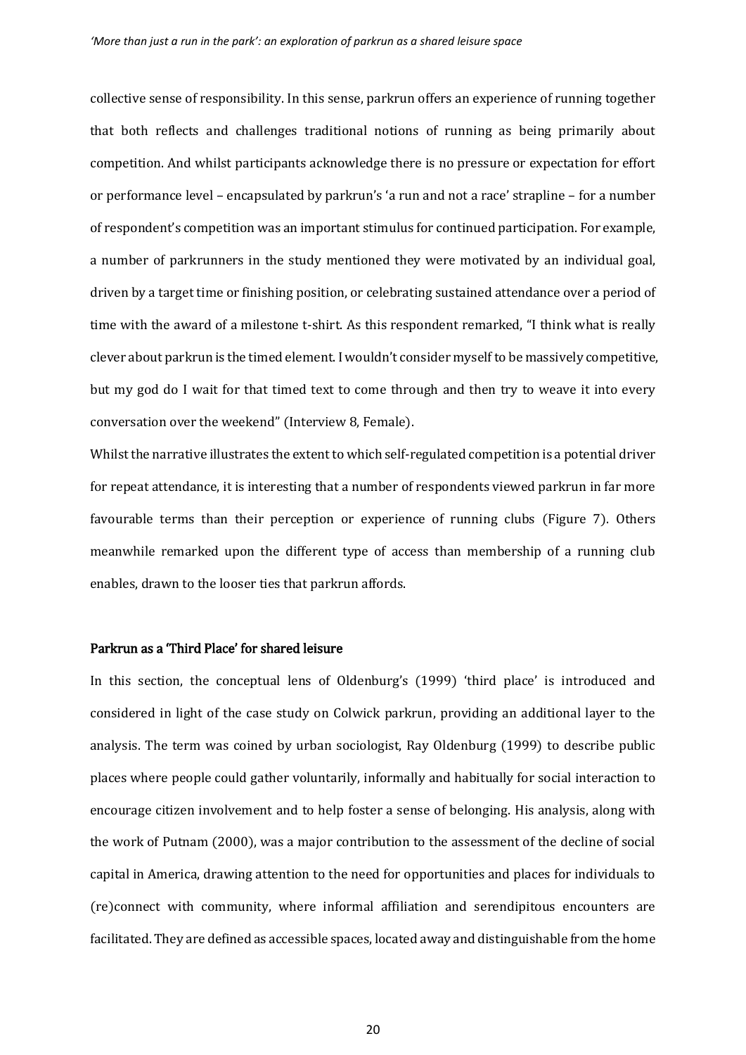collective sense of responsibility. In this sense, parkrun offers an experience of running together that both reflects and challenges traditional notions of running as being primarily about competition. And whilst participants acknowledge there is no pressure or expectation for effort or performance level – encapsulated by parkrun's 'a run and not a race' strapline – for a number of respondent's competition was an important stimulus for continued participation. For example, a number of parkrunners in the study mentioned they were motivated by an individual goal, driven by a target time or finishing position, or celebrating sustained attendance over a period of time with the award of a milestone t-shirt. As this respondent remarked, "I think what is really clever about parkrun is the timed element. I wouldn't consider myself to be massively competitive, but my god do I wait for that timed text to come through and then try to weave it into every conversation over the weekend" (Interview 8, Female).

Whilst the narrative illustrates the extent to which self-regulated competition is a potential driver for repeat attendance, it is interesting that a number of respondents viewed parkrun in far more favourable terms than their perception or experience of running clubs (Figure 7). Others meanwhile remarked upon the different type of access than membership of a running club enables, drawn to the looser ties that parkrun affords.

## Parkrun as a 'Third Place' for shared leisure

In this section, the conceptual lens of Oldenburg's (1999) 'third place' is introduced and considered in light of the case study on Colwick parkrun, providing an additional layer to the analysis. The term was coined by urban sociologist, Ray Oldenburg (1999) to describe public places where people could gather voluntarily, informally and habitually for social interaction to encourage citizen involvement and to help foster a sense of belonging. His analysis, along with the work of Putnam (2000), was a major contribution to the assessment of the decline of social capital in America, drawing attention to the need for opportunities and places for individuals to (re)connect with community, where informal affiliation and serendipitous encounters are facilitated. They are defined as accessible spaces, located away and distinguishable from the home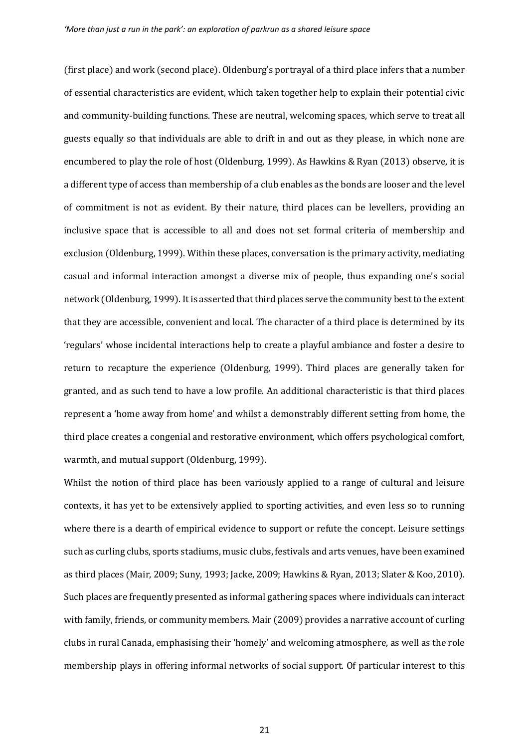(first place) and work (second place). Oldenburg's portrayal of a third place infers that a number of essential characteristics are evident, which taken together help to explain their potential civic and community-building functions. These are neutral, welcoming spaces, which serve to treat all guests equally so that individuals are able to drift in and out as they please, in which none are encumbered to play the role of host (Oldenburg, 1999). As Hawkins & Ryan (2013) observe, it is a different type of access than membership of a club enables as the bonds are looser and the level of commitment is not as evident. By their nature, third places can be levellers, providing an inclusive space that is accessible to all and does not set formal criteria of membership and exclusion (Oldenburg, 1999). Within these places, conversation is the primary activity, mediating casual and informal interaction amongst a diverse mix of people, thus expanding one's social network (Oldenburg, 1999). It is asserted that third places serve the community best to the extent that they are accessible, convenient and local. The character of a third place is determined by its 'regulars' whose incidental interactions help to create a playful ambiance and foster a desire to return to recapture the experience (Oldenburg, 1999). Third places are generally taken for granted, and as such tend to have a low profile. An additional characteristic is that third places represent a 'home away from home' and whilst a demonstrably different setting from home, the third place creates a congenial and restorative environment, which offers psychological comfort, warmth, and mutual support (Oldenburg, 1999).

Whilst the notion of third place has been variously applied to a range of cultural and leisure contexts, it has yet to be extensively applied to sporting activities, and even less so to running where there is a dearth of empirical evidence to support or refute the concept. Leisure settings such as curling clubs, sports stadiums, music clubs, festivals and arts venues, have been examined as third places (Mair, 2009; Suny, 1993; Jacke, 2009; Hawkins & Ryan, 2013; Slater & Koo, 2010). Such places are frequently presented as informal gathering spaces where individuals can interact with family, friends, or community members. Mair (2009) provides a narrative account of curling clubs in rural Canada, emphasising their 'homely' and welcoming atmosphere, as well as the role membership plays in offering informal networks of social support. Of particular interest to this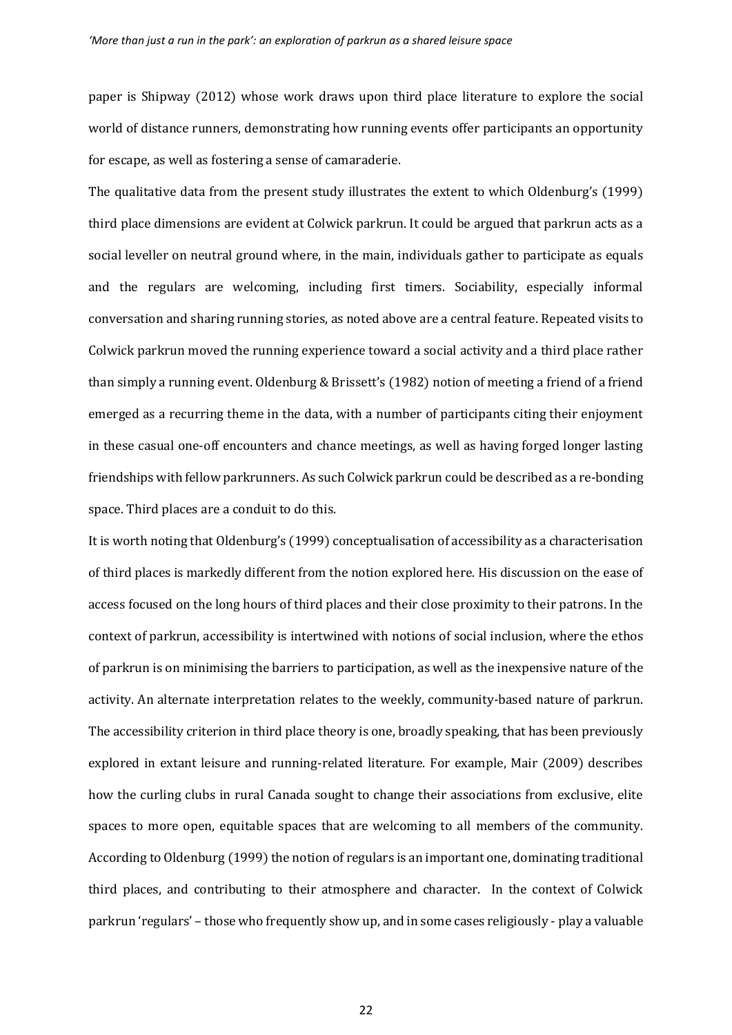paper is Shipway (2012) whose work draws upon third place literature to explore the social world of distance runners, demonstrating how running events offer participants an opportunity for escape, as well as fostering a sense of camaraderie.

The qualitative data from the present study illustrates the extent to which Oldenburg's (1999) third place dimensions are evident at Colwick parkrun. It could be argued that parkrun acts as a social leveller on neutral ground where, in the main, individuals gather to participate as equals and the regulars are welcoming, including first timers. Sociability, especially informal conversation and sharing running stories, as noted above are a central feature. Repeated visits to Colwick parkrun moved the running experience toward a social activity and a third place rather than simply a running event. Oldenburg & Brissett's (1982) notion of meeting a friend of a friend emerged as a recurring theme in the data, with a number of participants citing their enjoyment in these casual one-off encounters and chance meetings, as well as having forged longer lasting friendships with fellow parkrunners. As such Colwick parkrun could be described as a re-bonding space. Third places are a conduit to do this.

It is worth noting that Oldenburg's (1999) conceptualisation of accessibility as a characterisation of third places is markedly different from the notion explored here. His discussion on the ease of access focused on the long hours of third places and their close proximity to their patrons. In the context of parkrun, accessibility is intertwined with notions of social inclusion, where the ethos of parkrun is on minimising the barriers to participation, as well as the inexpensive nature of the activity. An alternate interpretation relates to the weekly, community-based nature of parkrun. The accessibility criterion in third place theory is one, broadly speaking, that has been previously explored in extant leisure and running-related literature. For example, Mair (2009) describes how the curling clubs in rural Canada sought to change their associations from exclusive, elite spaces to more open, equitable spaces that are welcoming to all members of the community. According to Oldenburg (1999) the notion of regulars is an important one, dominating traditional third places, and contributing to their atmosphere and character. In the context of Colwick parkrun 'regulars' – those who frequently show up, and in some cases religiously - play a valuable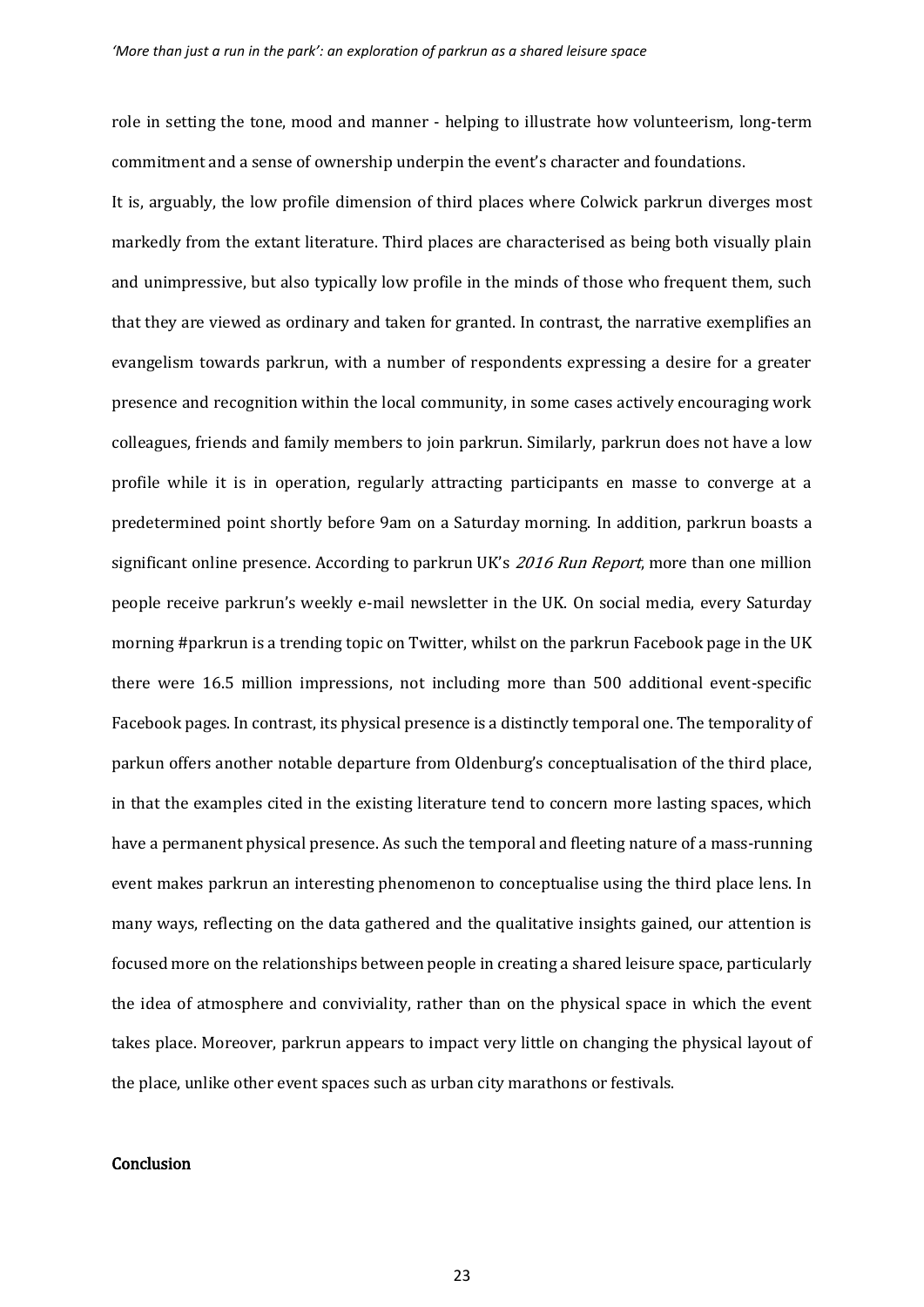role in setting the tone, mood and manner - helping to illustrate how volunteerism, long-term commitment and a sense of ownership underpin the event's character and foundations.

It is, arguably, the low profile dimension of third places where Colwick parkrun diverges most markedly from the extant literature. Third places are characterised as being both visually plain and unimpressive, but also typically low profile in the minds of those who frequent them, such that they are viewed as ordinary and taken for granted. In contrast, the narrative exemplifies an evangelism towards parkrun, with a number of respondents expressing a desire for a greater presence and recognition within the local community, in some cases actively encouraging work colleagues, friends and family members to join parkrun. Similarly, parkrun does not have a low profile while it is in operation, regularly attracting participants en masse to converge at a predetermined point shortly before 9am on a Saturday morning. In addition, parkrun boasts a significant online presence. According to parkrun UK's *2016 Run Report*, more than one million people receive parkrun's weekly e-mail newsletter in the UK. On social media, every Saturday morning #parkrun is a trending topic on Twitter, whilst on the parkrun Facebook page in the UK there were 16.5 million impressions, not including more than 500 additional event-specific Facebook pages. In contrast, its physical presence is a distinctly temporal one. The temporality of parkun offers another notable departure from Oldenburg's conceptualisation of the third place, in that the examples cited in the existing literature tend to concern more lasting spaces, which have a permanent physical presence. As such the temporal and fleeting nature of a mass-running event makes parkrun an interesting phenomenon to conceptualise using the third place lens. In many ways, reflecting on the data gathered and the qualitative insights gained, our attention is focused more on the relationships between people in creating a shared leisure space, particularly the idea of atmosphere and conviviality, rather than on the physical space in which the event takes place. Moreover, parkrun appears to impact very little on changing the physical layout of the place, unlike other event spaces such as urban city marathons or festivals.

## Conclusion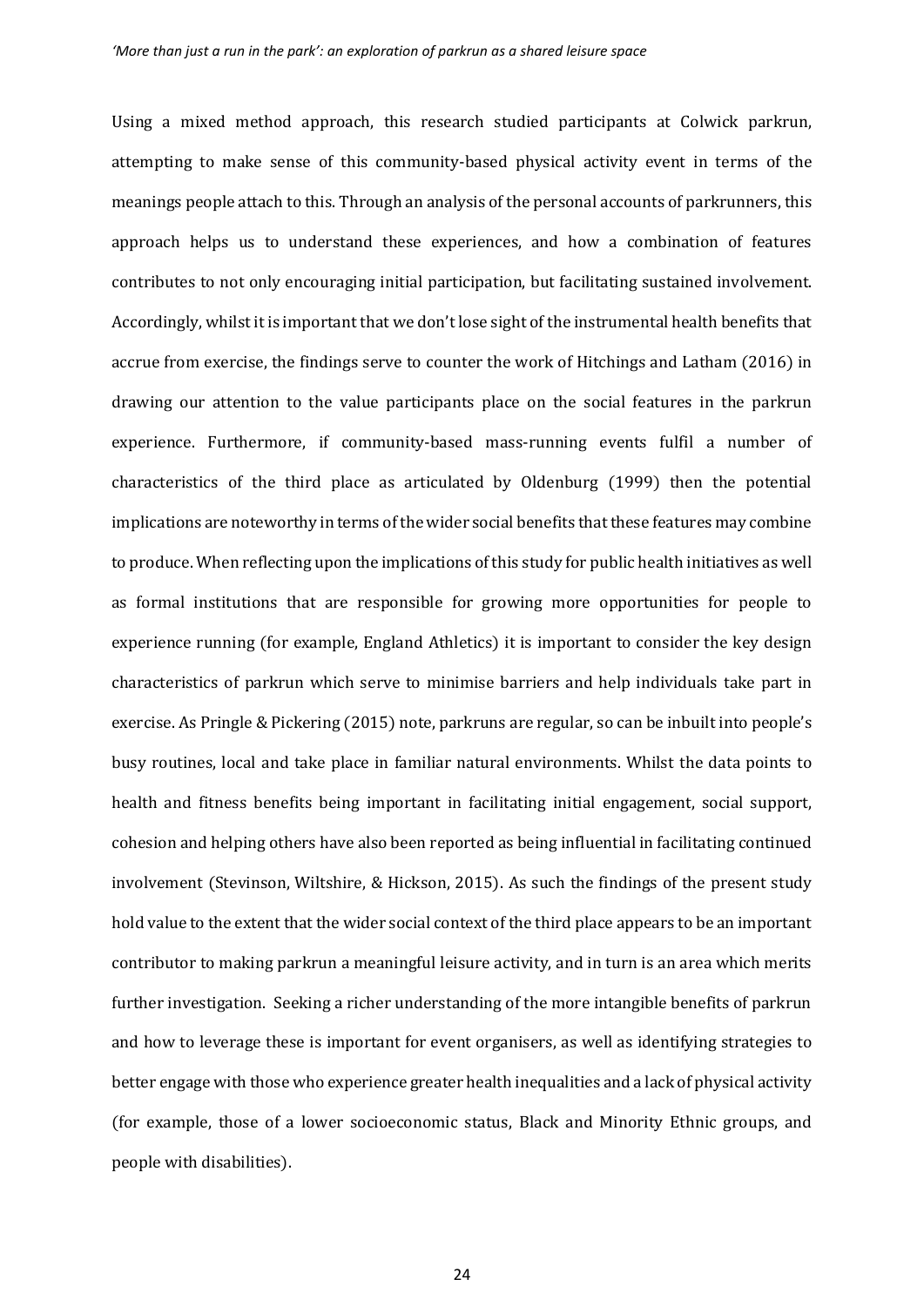Using a mixed method approach, this research studied participants at Colwick parkrun, attempting to make sense of this community-based physical activity event in terms of the meanings people attach to this. Through an analysis of the personal accounts of parkrunners, this approach helps us to understand these experiences, and how a combination of features contributes to not only encouraging initial participation, but facilitating sustained involvement. Accordingly, whilst it is important that we don't lose sight of the instrumental health benefits that accrue from exercise, the findings serve to counter the work of Hitchings and Latham (2016) in drawing our attention to the value participants place on the social features in the parkrun experience. Furthermore, if community-based mass-running events fulfil a number of characteristics of the third place as articulated by Oldenburg (1999) then the potential implications are noteworthy in terms of the wider social benefits that these features may combine to produce. When reflecting upon the implications of this study for public health initiatives as well as formal institutions that are responsible for growing more opportunities for people to experience running (for example, England Athletics) it is important to consider the key design characteristics of parkrun which serve to minimise barriers and help individuals take part in exercise. As Pringle & Pickering (2015) note, parkruns are regular, so can be inbuilt into people's busy routines, local and take place in familiar natural environments. Whilst the data points to health and fitness benefits being important in facilitating initial engagement, social support, cohesion and helping others have also been reported as being influential in facilitating continued involvement (Stevinson, Wiltshire, & Hickson, 2015). As such the findings of the present study hold value to the extent that the wider social context of the third place appears to be an important contributor to making parkrun a meaningful leisure activity, and in turn is an area which merits further investigation. Seeking a richer understanding of the more intangible benefits of parkrun and how to leverage these is important for event organisers, as well as identifying strategies to better engage with those who experience greater health inequalities and a lack of physical activity (for example, those of a lower socioeconomic status, Black and Minority Ethnic groups, and people with disabilities).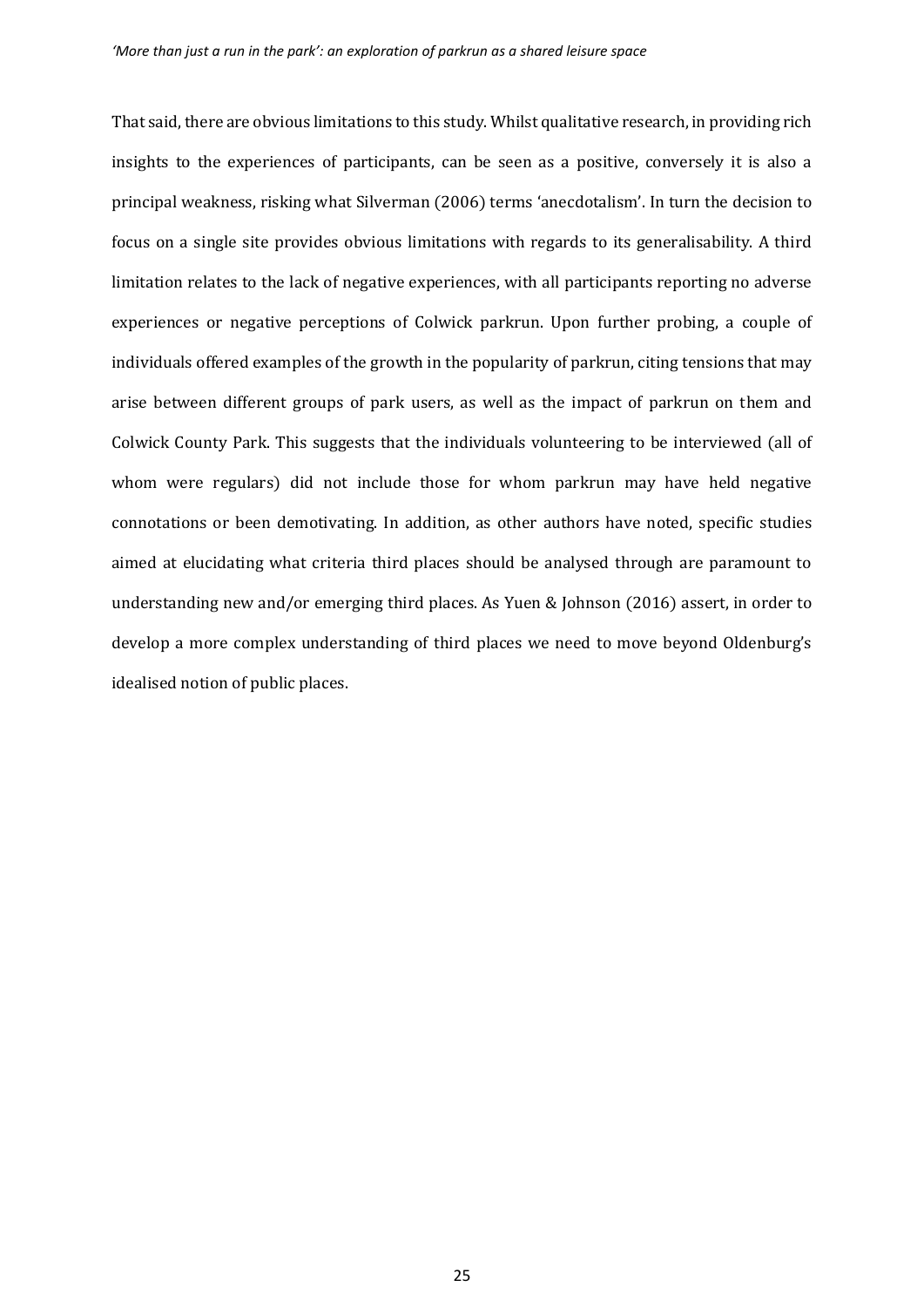That said, there are obvious limitations to this study. Whilst qualitative research, in providing rich insights to the experiences of participants, can be seen as a positive, conversely it is also a principal weakness, risking what Silverman (2006) terms 'anecdotalism'. In turn the decision to focus on a single site provides obvious limitations with regards to its generalisability. A third limitation relates to the lack of negative experiences, with all participants reporting no adverse experiences or negative perceptions of Colwick parkrun. Upon further probing, a couple of individuals offered examples of the growth in the popularity of parkrun, citing tensions that may arise between different groups of park users, as well as the impact of parkrun on them and Colwick County Park. This suggests that the individuals volunteering to be interviewed (all of whom were regulars) did not include those for whom parkrun may have held negative connotations or been demotivating. In addition, as other authors have noted, specific studies aimed at elucidating what criteria third places should be analysed through are paramount to understanding new and/or emerging third places. As Yuen & Johnson (2016) assert, in order to develop a more complex understanding of third places we need to move beyond Oldenburg's idealised notion of public places.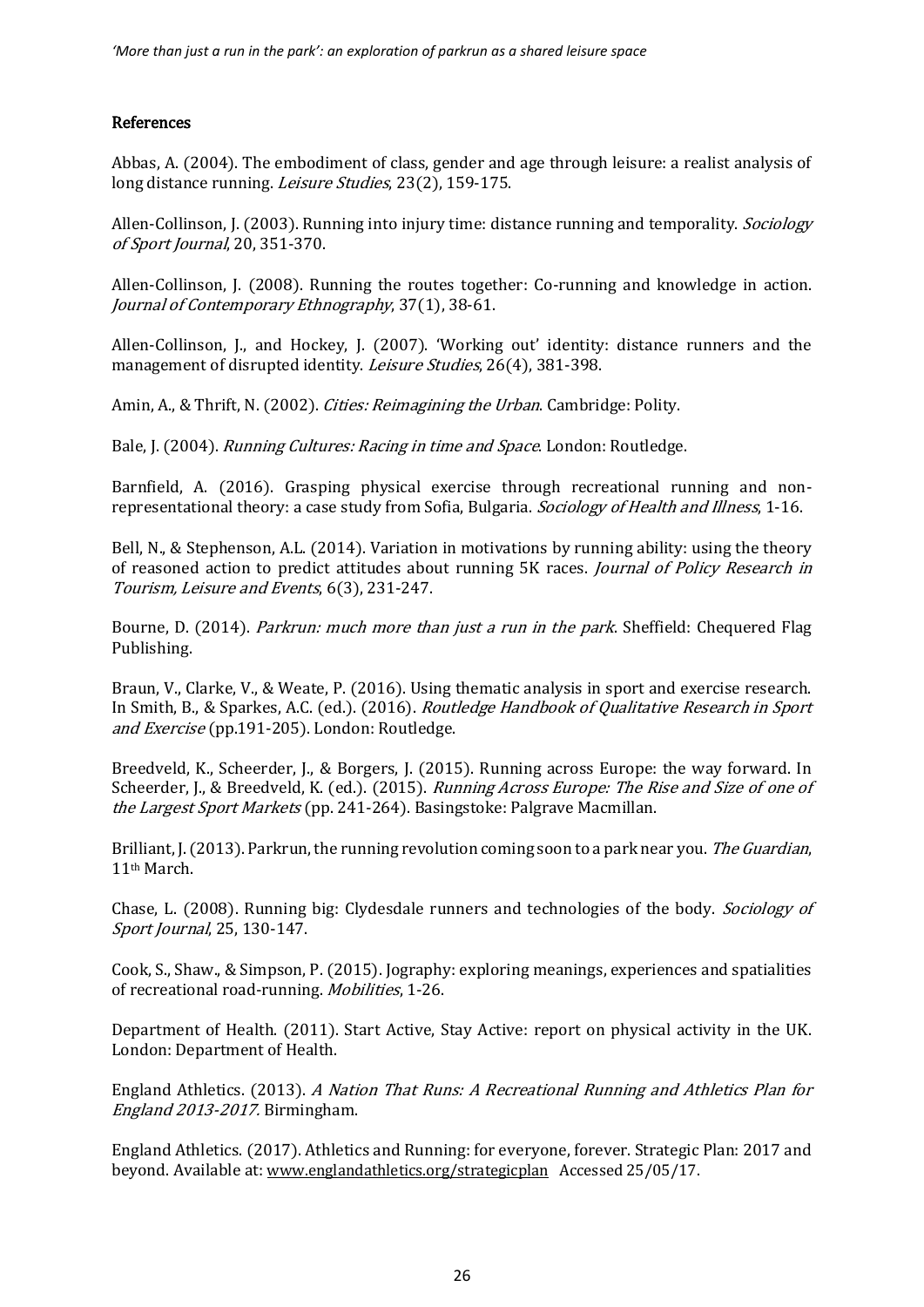## References

Abbas, A. (2004). The embodiment of class, gender and age through leisure: a realist analysis of long distance running. *Leisure Studies*, 23(2), 159-175.

Allen-Collinson, J. (2003). Running into injury time: distance running and temporality. *Sociology of Sport Journal*, 20, 351-370.

Allen-Collinson, J. (2008). Running the routes together: Co-running and knowledge in action. *Journal of Contemporary Ethnography*, 37(1), 38-61.

Allen-Collinson, J., and Hockey, J. (2007). 'Working out' identity: distance runners and the management of disrupted identity. *Leisure Studies*, 26(4), 381-398.

Amin, A., & Thrift, N. (2002). *Cities: Reimagining the Urban*. Cambridge: Polity.

Bale, J. (2004). *Running Cultures: Racing in time and Space*. London: Routledge.

Barnfield, A. (2016). Grasping physical exercise through recreational running and non-representational theory: a case study from Sofia, Bulgaria. *Sociology of Health and Illness*, 1-16.

Bell, N., & Stephenson, A.L. (2014). Variation in motivations by running ability: using the theory of reasoned action to predict attitudes about running 5K races. *Journal of Policy Research in Tourism, Leisure and Events*, 6(3), 231-247.

Bourne, D. (2014). *Parkrun: much more than just a run in the park*. Sheffield: Chequered Flag Publishing.

Braun, V., Clarke, V., & Weate, P. (2016). Using thematic analysis in sport and exercise research. In Smith, B., & Sparkes, A.C. (ed.). (2016). *Routledge Handbook of Qualitative Research in Sport and Exercise* (pp.191-205). London: Routledge.

Breedveld, K., Scheerder, J., & Borgers, J. (2015). Running across Europe: the way forward. In Scheerder, J., & Breedveld, K. (ed.). (2015). *Running Across Europe: The Rise and Size of one of the Largest Sport Markets* (pp. 241-264). Basingstoke: Palgrave Macmillan.

Brilliant, J. (2013). Parkrun, the running revolution coming soon to a park near you. *The Guardian*, 11th March.

Chase, L. (2008). Running big: Clydesdale runners and technologies of the body. *Sociology of Sport Journal*, 25, 130-147.

Cook, S., Shaw., & Simpson, P. (2015). Jography: exploring meanings, experiences and spatialities of recreational road-running. *Mobilities*, 1-26.

Department of Health. (2011). Start Active, Stay Active: report on physical activity in the UK. London: Department of Health.

England Athletics. (2013). *A Nation That Runs: A Recreational Running and Athletics Plan for England 2013-2017.* Birmingham.

England Athletics. (2017). Athletics and Running: for everyone, forever. Strategic Plan: 2017 and beyond. Available at: www.englandathletics.org/strategicplan Accessed 25/05/17.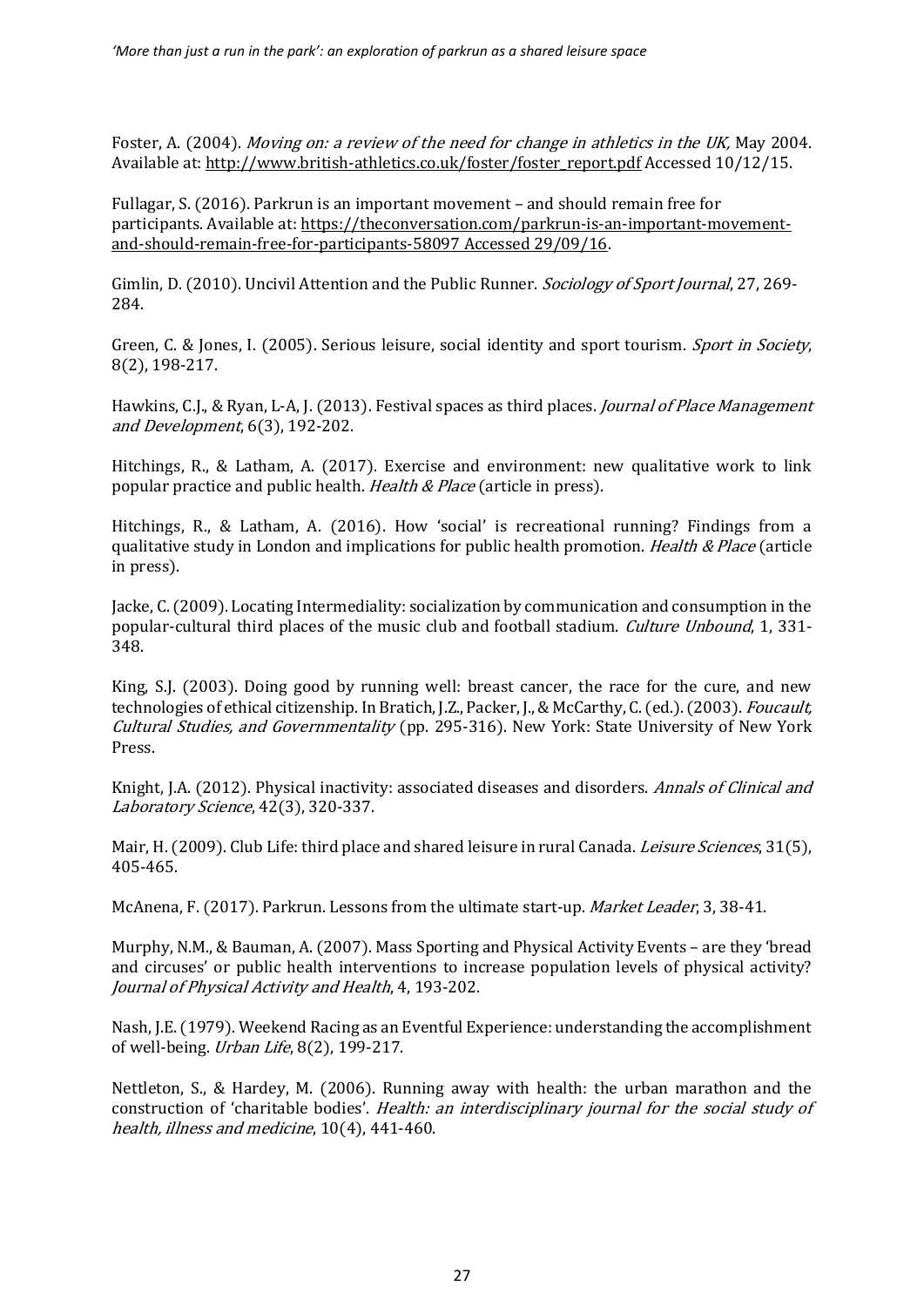Foster, A. (2004). *Moving on: a review of the need for change in athletics in the UK,* May 2004. Available at: http://www.british-athletics.co.uk/foster/foster_report.pdf Accessed 10/12/15.

Fullagar, S. (2016). Parkrun is an important movement – and should remain free for participants. Available at: https://theconversation.com/parkrun-is-an-important-movement-and-should-remain-free-for-participants-58097 Accessed 29/09/16.

Gimlin, D. (2010). Uncivil Attention and the Public Runner. *Sociology of Sport Journal*, 27, 269-284.

Green, C. & Jones, I. (2005). Serious leisure, social identity and sport tourism. *Sport in Society*, 8(2), 198-217.

Hawkins, C.J., & Ryan, L-A, J. (2013). Festival spaces as third places. *Journal of Place Management and Development*, 6(3), 192-202.

Hitchings, R., & Latham, A. (2017). Exercise and environment: new qualitative work to link popular practice and public health. *Health & Place* (article in press).

Hitchings, R., & Latham, A. (2016). How 'social' is recreational running? Findings from a qualitative study in London and implications for public health promotion. *Health & Place* (article in press).

Jacke, C. (2009). Locating Intermediality: socialization by communication and consumption in the popular-cultural third places of the music club and football stadium. *Culture Unbound*, 1, 331-348.

King, S.J. (2003). Doing good by running well: breast cancer, the race for the cure, and new technologies of ethical citizenship. In Bratich, J.Z., Packer, J., & McCarthy, C. (ed.). (2003). *Foucault, Cultural Studies, and Governmentality* (pp. 295-316). New York: State University of New York Press.

Knight, J.A. (2012). Physical inactivity: associated diseases and disorders. *Annals of Clinical and Laboratory Science*, 42(3), 320-337.

Mair, H. (2009). Club Life: third place and shared leisure in rural Canada. *Leisure Sciences*, 31(5), 405-465.

McAnena, F. (2017). Parkrun. Lessons from the ultimate start-up. *Market Leader*, 3, 38-41.

Murphy, N.M., & Bauman, A. (2007). Mass Sporting and Physical Activity Events – are they 'bread and circuses' or public health interventions to increase population levels of physical activity? *Journal of Physical Activity and Health*, 4, 193-202.

Nash, J.E. (1979). Weekend Racing as an Eventful Experience: understanding the accomplishment of well-being. *Urban Life*, 8(2), 199-217.

Nettleton, S., & Hardey, M. (2006). Running away with health: the urban marathon and the construction of 'charitable bodies'. *Health: an interdisciplinary journal for the social study of health, illness and medicine*, 10(4), 441-460.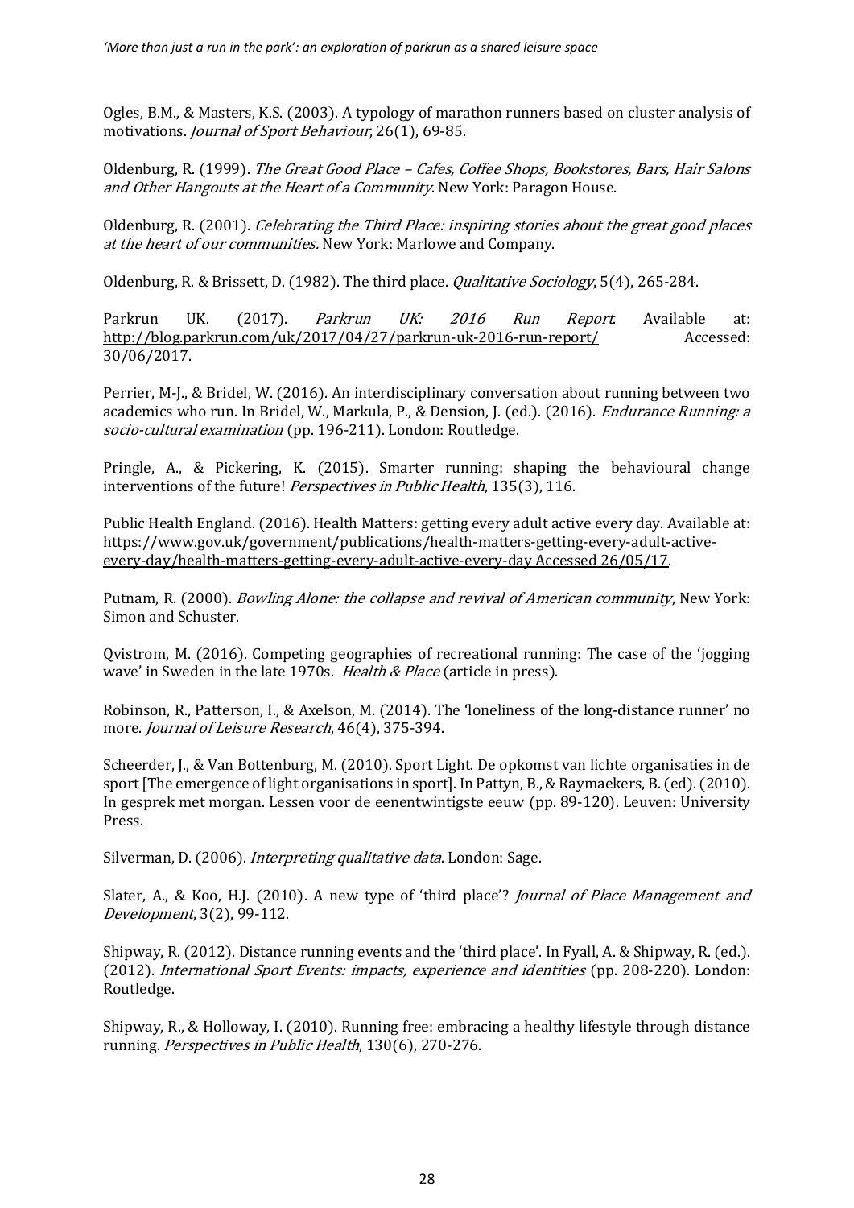Ogles, B.M., & Masters, K.S. (2003). A typology of marathon runners based on cluster analysis of motivations. *Journal of Sport Behaviour*, 26(1), 69-85.

Oldenburg, R. (1999). *The Great Good Place – Cafes, Coffee Shops, Bookstores, Bars, Hair Salons and Other Hangouts at the Heart of a Community*. New York: Paragon House.

Oldenburg, R. (2001). *Celebrating the Third Place: inspiring stories about the great good places at the heart of our communities.* New York: Marlowe and Company.

Oldenburg, R. & Brissett, D. (1982). The third place. *Qualitative Sociology*, 5(4), 265-284.

Parkrun UK. (2017). *Parkrun UK: 2016 Run Report*. Available at: http://blog.parkrun.com/uk/2017/04/27/parkrun-uk-2016-run-report/ Accessed: 30/06/2017.

Perrier, M-J., & Bridel, W. (2016). An interdisciplinary conversation about running between two academics who run. In Bridel, W., Markula, P., & Dension, J. (ed.). (2016). *Endurance Running: a socio-cultural examination* (pp. 196-211). London: Routledge.

Pringle, A., & Pickering, K. (2015). Smarter running: shaping the behavioural change interventions of the future! *Perspectives in Public Health*, 135(3), 116.

Public Health England. (2016). Health Matters: getting every adult active every day. Available at: https://www.gov.uk/government/publications/health-matters-getting-every-adult-active-every-day/health-matters-getting-every-adult-active-every-day Accessed 26/05/17.

Putnam, R. (2000). *Bowling Alone: the collapse and revival of American community*, New York: Simon and Schuster.

Qvistrom, M. (2016). Competing geographies of recreational running: The case of the 'jogging wave' in Sweden in the late 1970s. *Health & Place* (article in press).

Robinson, R., Patterson, I., & Axelson, M. (2014). The 'loneliness of the long-distance runner' no more. *Journal of Leisure Research*, 46(4), 375-394.

Scheerder, J., & Van Bottenburg, M. (2010). Sport Light. De opkomst van lichte organisaties in de sport [The emergence of light organisations in sport]. In Pattyn, B., & Raymaekers, B. (ed). (2010). In gesprek met morgan. Lessen voor de eenentwintigste eeuw (pp. 89-120). Leuven: University Press.

Silverman, D. (2006). *Interpreting qualitative data*. London: Sage.

Slater, A., & Koo, H.J. (2010). A new type of 'third place'? *Journal of Place Management and Development*, 3(2), 99-112.

Shipway, R. (2012). Distance running events and the 'third place'. In Fyall, A. & Shipway, R. (ed.). (2012). *International Sport Events: impacts, experience and identities* (pp. 208-220). London: Routledge.

Shipway, R., & Holloway, I. (2010). Running free: embracing a healthy lifestyle through distance running. *Perspectives in Public Health*, 130(6), 270-276.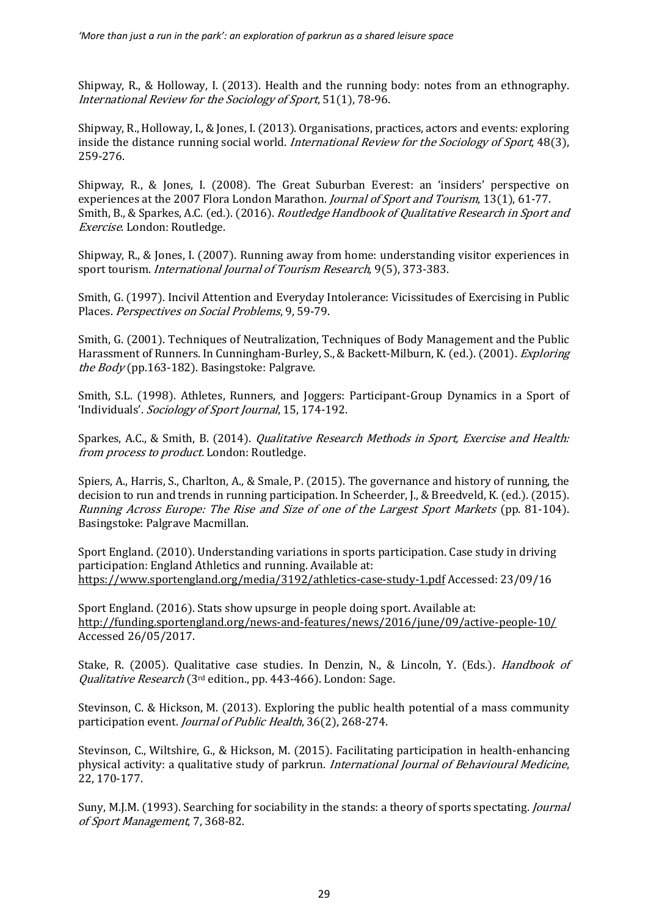Shipway, R., & Holloway, I. (2013). Health and the running body: notes from an ethnography. *International Review for the Sociology of Sport*, 51(1), 78-96.

Shipway, R., Holloway, I., & Jones, I. (2013). Organisations, practices, actors and events: exploring inside the distance running social world. *International Review for the Sociology of Sport*, 48(3), 259-276.

Shipway, R., & Jones, I. (2008). The Great Suburban Everest: an 'insiders' perspective on experiences at the 2007 Flora London Marathon. *Journal of Sport and Tourism*, 13(1), 61-77.
Smith, B., & Sparkes, A.C. (ed.). (2016). *Routledge Handbook of Qualitative Research in Sport and Exercise*. London: Routledge.

Shipway, R., & Jones, I. (2007). Running away from home: understanding visitor experiences in sport tourism. *International Journal of Tourism Research*, 9(5), 373-383.

Smith, G. (1997). Incivil Attention and Everyday Intolerance: Vicissitudes of Exercising in Public Places. *Perspectives on Social Problems*, 9, 59-79.

Smith, G. (2001). Techniques of Neutralization, Techniques of Body Management and the Public Harassment of Runners. In Cunningham-Burley, S., & Backett-Milburn, K. (ed.). (2001). *Exploring the Body* (pp.163-182). Basingstoke: Palgrave.

Smith, S.L. (1998). Athletes, Runners, and Joggers: Participant-Group Dynamics in a Sport of 'Individuals'. *Sociology of Sport Journal*, 15, 174-192.

Sparkes, A.C., & Smith, B. (2014). *Qualitative Research Methods in Sport, Exercise and Health: from process to product.* London: Routledge.

Spiers, A., Harris, S., Charlton, A., & Smale, P. (2015). The governance and history of running, the decision to run and trends in running participation. In Scheerder, J., & Breedveld, K. (ed.). (2015). *Running Across Europe: The Rise and Size of one of the Largest Sport Markets* (pp. 81-104). Basingstoke: Palgrave Macmillan.

Sport England. (2010). Understanding variations in sports participation. Case study in driving participation: England Athletics and running. Available at: https://www.sportengland.org/media/3192/athletics-case-study-1.pdf Accessed: 23/09/16

Sport England. (2016). Stats show upsurge in people doing sport. Available at: http://funding.sportengland.org/news-and-features/news/2016/june/09/active-people-10/ Accessed 26/05/2017.

Stake, R. (2005). Qualitative case studies. In Denzin, N., & Lincoln, Y. (Eds.). *Handbook of Qualitative Research* (3rd edition., pp. 443-466). London: Sage.

Stevinson, C. & Hickson, M. (2013). Exploring the public health potential of a mass community participation event. *Journal of Public Health*, 36(2), 268-274.

Stevinson, C., Wiltshire, G., & Hickson, M. (2015). Facilitating participation in health-enhancing physical activity: a qualitative study of parkrun. *International Journal of Behavioural Medicine*, 22, 170-177.

Suny, M.J.M. (1993). Searching for sociability in the stands: a theory of sports spectating. *Journal of Sport Management*, 7, 368-82.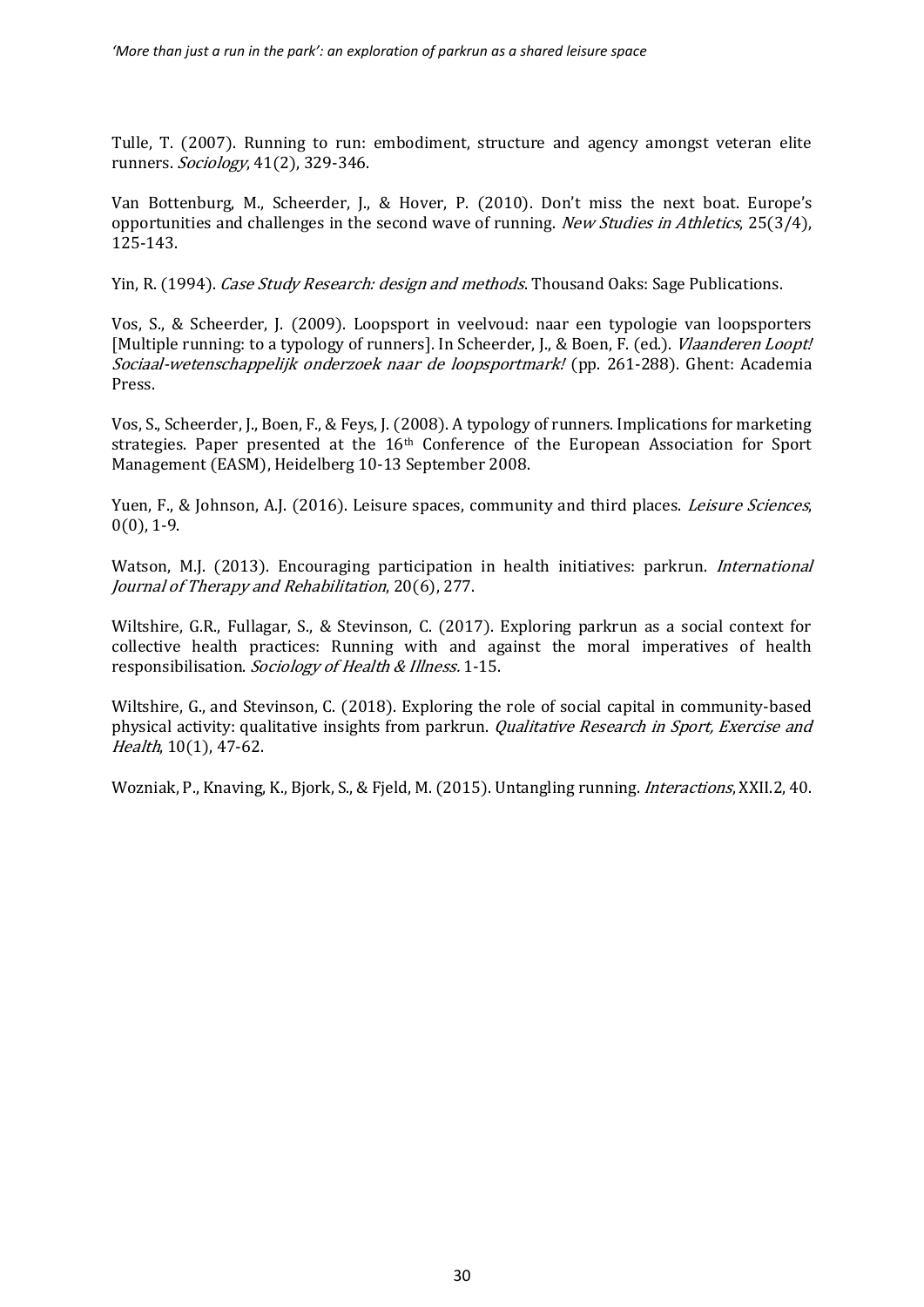Tulle, T. (2007). Running to run: embodiment, structure and agency amongst veteran elite runners. *Sociology*, 41(2), 329-346.

Van Bottenburg, M., Scheerder, J., & Hover, P. (2010). Don't miss the next boat. Europe's opportunities and challenges in the second wave of running. *New Studies in Athletics*, 25(3/4), 125-143.

Yin, R. (1994). *Case Study Research: design and methods*. Thousand Oaks: Sage Publications.

Vos, S., & Scheerder, J. (2009). Loopsport in veelvoud: naar een typologie van loopsporters [Multiple running: to a typology of runners]. In Scheerder, J., & Boen, F. (ed.). *Vlaanderen Loopt! Sociaal-wetenschappelijk onderzoek naar de loopsportmark!* (pp. 261-288). Ghent: Academia Press.

Vos, S., Scheerder, J., Boen, F., & Feys, J. (2008). A typology of runners. Implications for marketing strategies. Paper presented at the 16th Conference of the European Association for Sport Management (EASM), Heidelberg 10-13 September 2008.

Yuen, F., & Johnson, A.J. (2016). Leisure spaces, community and third places. *Leisure Sciences*, 0(0), 1-9.

Watson, M.J. (2013). Encouraging participation in health initiatives: parkrun. *International Journal of Therapy and Rehabilitation*, 20(6), 277.

Wiltshire, G.R., Fullagar, S., & Stevinson, C. (2017). Exploring parkrun as a social context for collective health practices: Running with and against the moral imperatives of health responsibilisation. *Sociology of Health & Illness.* 1-15.

Wiltshire, G., and Stevinson, C. (2018). Exploring the role of social capital in community-based physical activity: qualitative insights from parkrun. *Qualitative Research in Sport, Exercise and Health*, 10(1), 47-62.

Wozniak, P., Knaving, K., Bjork, S., & Fjeld, M. (2015). Untangling running. *Interactions*, XXII.2, 40.